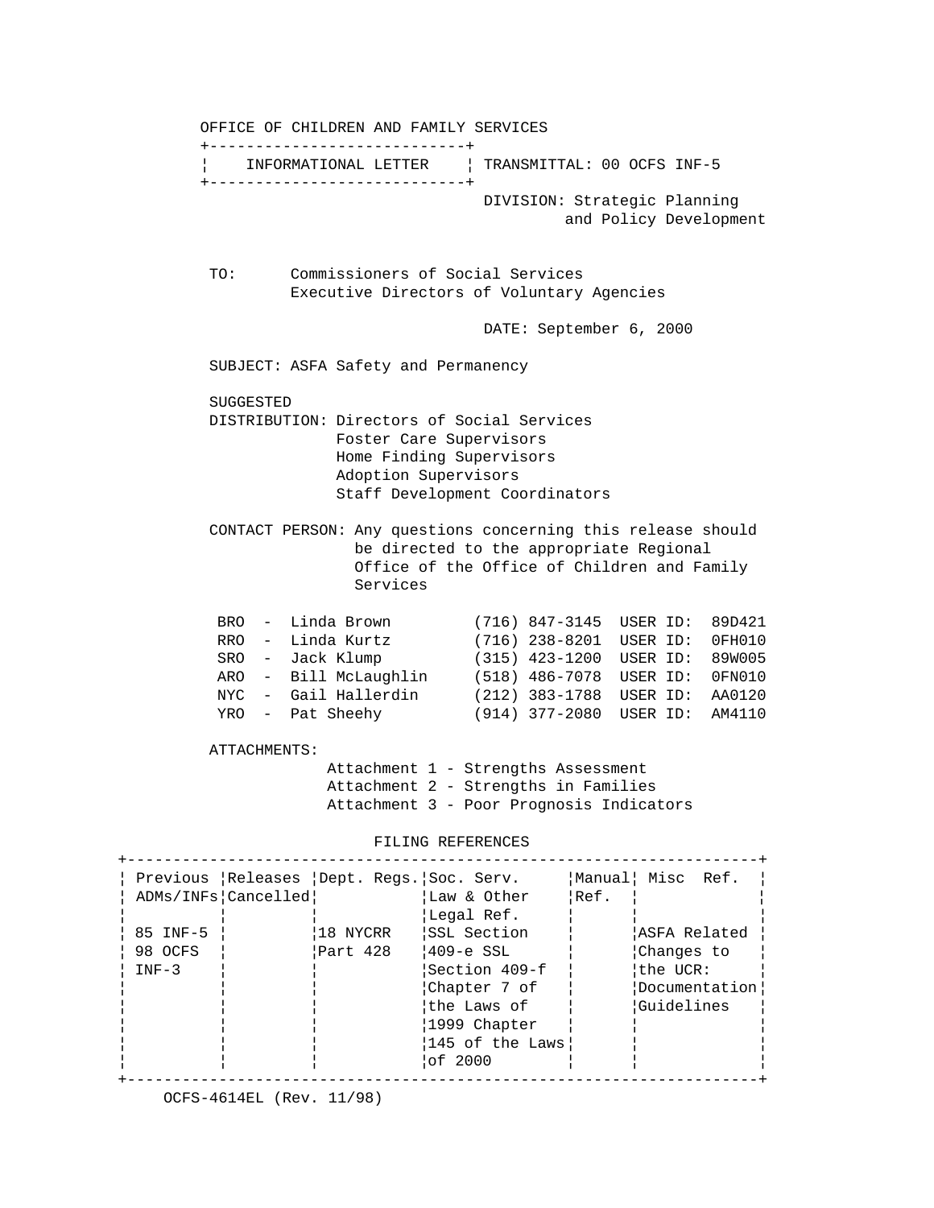OFFICE OF CHILDREN AND FAMILY SERVICES

**INFORMATIONAL LETTER**

TRANSMITTAL: 00 OCFS INF-5

DIVISION: Strategic Planning and Policy Development

TO: Commissioners of Social Services
Executive Directors of Voluntary Agencies

DATE: September 6, 2000

SUBJECT: ASFA Safety and Permanency

SUGGESTED DISTRIBUTION: Directors of Social Services
Foster Care Supervisors
Home Finding Supervisors
Adoption Supervisors
Staff Development Coordinators

CONTACT PERSON: Any questions concerning this release should be directed to the appropriate Regional Office of the Office of Children and Family Services

| | | | | |
|---|---|---|---|---|
| BRO | - | Linda Brown | (716) 847-3145 | USER ID: 89D421 |
| RRO | - | Linda Kurtz | (716) 238-8201 | USER ID: 0FH010 |
| SRO | - | Jack Klump | (315) 423-1200 | USER ID: 89W005 |
| ARO | - | Bill McLaughlin | (518) 486-7078 | USER ID: 0FN010 |
| NYC | - | Gail Hallerdin | (212) 383-1788 | USER ID: AA0120 |
| YRO | - | Pat Sheehy | (914) 377-2080 | USER ID: AM4110 |

ATTACHMENTS:
Attachment 1 - Strengths Assessment
Attachment 2 - Strengths in Families
Attachment 3 - Poor Prognosis Indicators

FILING REFERENCES

| Previous ADMs/INFs | Releases Cancelled | Dept. Regs. | Soc. Serv. Law & Other Legal Ref. | Manual Ref. | Misc Ref. |
|---|---|---|---|---|---|
| 85 INF-5 98 OCFS INF-3 | | 18 NYCRR Part 428 | SSL Section 409-e SSL Section 409-f Chapter 7 of the Laws of 1999 Chapter 145 of the Laws of 2000 | | ASFA Related Changes to the UCR: Documentation Guidelines |

OCFS-4614EL (Rev. 11/98)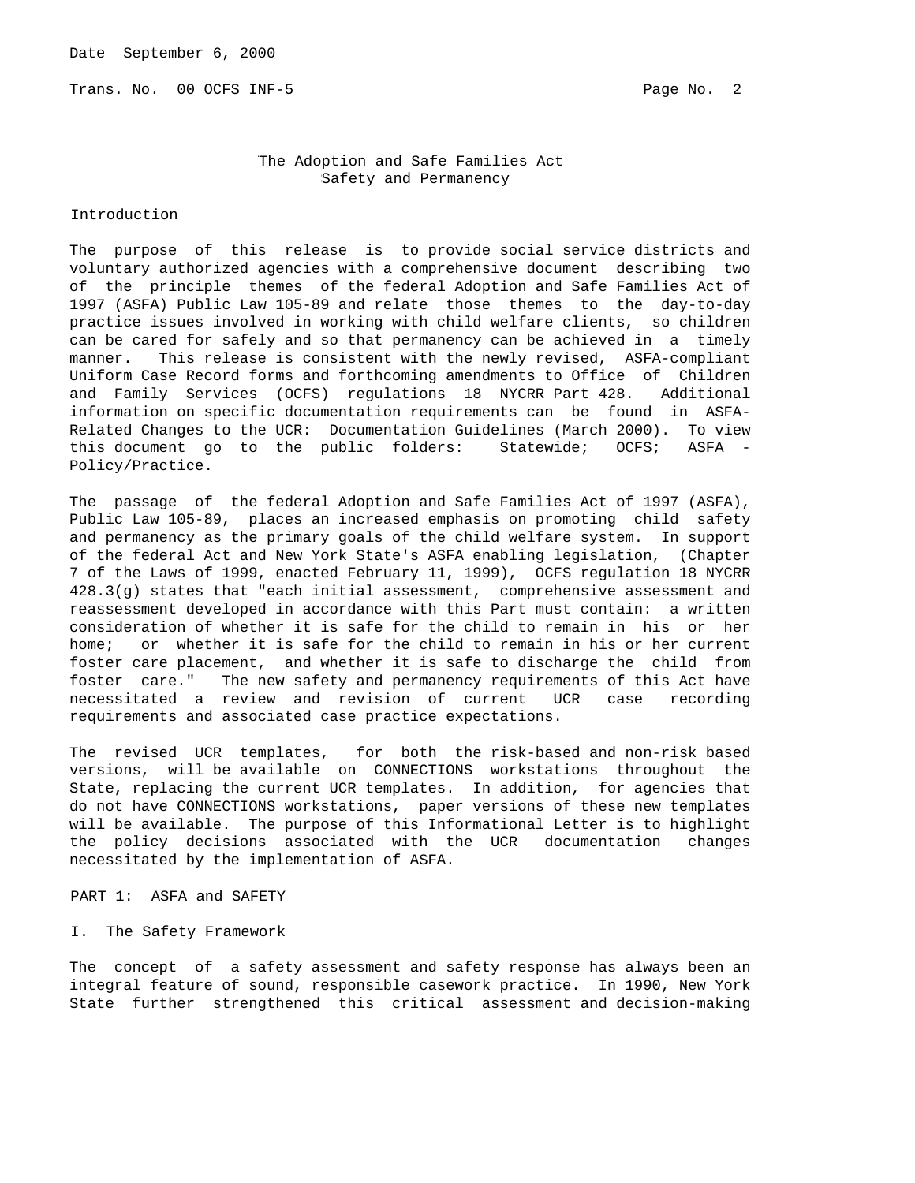## The Adoption and Safe Families Act
## Safety and Permanency

### Introduction

The purpose of this release is to provide social service districts and voluntary authorized agencies with a comprehensive document describing two of the principle themes of the federal Adoption and Safe Families Act of 1997 (ASFA) Public Law 105-89 and relate those themes to the day-to-day practice issues involved in working with child welfare clients, so children can be cared for safely and so that permanency can be achieved in a timely manner. This release is consistent with the newly revised, ASFA-compliant Uniform Case Record forms and forthcoming amendments to Office of Children and Family Services (OCFS) regulations 18 NYCRR Part 428. Additional information on specific documentation requirements can be found in ASFA-Related Changes to the UCR: Documentation Guidelines (March 2000). To view this document go to the public folders: Statewide; OCFS; ASFA - Policy/Practice.

The passage of the federal Adoption and Safe Families Act of 1997 (ASFA), Public Law 105-89, places an increased emphasis on promoting child safety and permanency as the primary goals of the child welfare system. In support of the federal Act and New York State's ASFA enabling legislation, (Chapter 7 of the Laws of 1999, enacted February 11, 1999), OCFS regulation 18 NYCRR 428.3(g) states that "each initial assessment, comprehensive assessment and reassessment developed in accordance with this Part must contain: a written consideration of whether it is safe for the child to remain in his or her home; or whether it is safe for the child to remain in his or her current foster care placement, and whether it is safe to discharge the child from foster care." The new safety and permanency requirements of this Act have necessitated a review and revision of current UCR case recording requirements and associated case practice expectations.

The revised UCR templates, for both the risk-based and non-risk based versions, will be available on CONNECTIONS workstations throughout the State, replacing the current UCR templates. In addition, for agencies that do not have CONNECTIONS workstations, paper versions of these new templates will be available. The purpose of this Informational Letter is to highlight the policy decisions associated with the UCR documentation changes necessitated by the implementation of ASFA.

### PART 1: ASFA and SAFETY

#### I. The Safety Framework

The concept of a safety assessment and safety response has always been an integral feature of sound, responsible casework practice. In 1990, New York State further strengthened this critical assessment and decision-making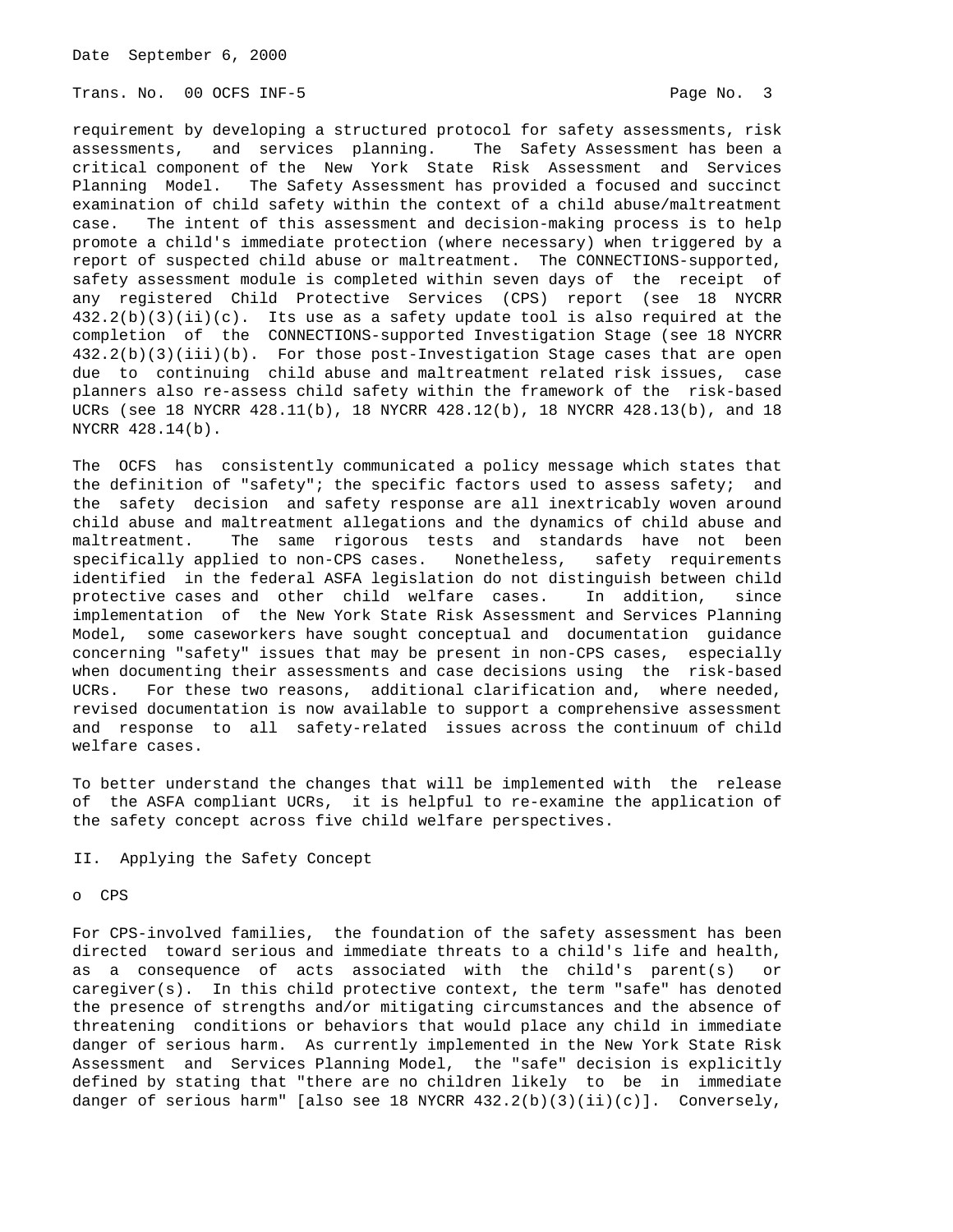requirement by developing a structured protocol for safety assessments, risk assessments, and services planning. The Safety Assessment has been a critical component of the New York State Risk Assessment and Services Planning Model. The Safety Assessment has provided a focused and succinct examination of child safety within the context of a child abuse/maltreatment case. The intent of this assessment and decision-making process is to help promote a child's immediate protection (where necessary) when triggered by a report of suspected child abuse or maltreatment. The CONNECTIONS-supported, safety assessment module is completed within seven days of the receipt of any registered Child Protective Services (CPS) report (see 18 NYCRR 432.2(b)(3)(ii)(c). Its use as a safety update tool is also required at the completion of the CONNECTIONS-supported Investigation Stage (see 18 NYCRR 432.2(b)(3)(iii)(b). For those post-Investigation Stage cases that are open due to continuing child abuse and maltreatment related risk issues, case planners also re-assess child safety within the framework of the risk-based UCRs (see 18 NYCRR 428.11(b), 18 NYCRR 428.12(b), 18 NYCRR 428.13(b), and 18 NYCRR 428.14(b).

The OCFS has consistently communicated a policy message which states that the definition of "safety"; the specific factors used to assess safety; and the safety decision and safety response are all inextricably woven around child abuse and maltreatment allegations and the dynamics of child abuse and maltreatment. The same rigorous tests and standards have not been specifically applied to non-CPS cases. Nonetheless, safety requirements identified in the federal ASFA legislation do not distinguish between child protective cases and other child welfare cases. In addition, since implementation of the New York State Risk Assessment and Services Planning Model, some caseworkers have sought conceptual and documentation guidance concerning "safety" issues that may be present in non-CPS cases, especially when documenting their assessments and case decisions using the risk-based UCRs. For these two reasons, additional clarification and, where needed, revised documentation is now available to support a comprehensive assessment and response to all safety-related issues across the continuum of child welfare cases.

To better understand the changes that will be implemented with the release of the ASFA compliant UCRs, it is helpful to re-examine the application of the safety concept across five child welfare perspectives.

## II. Applying the Safety Concept

- CPS

For CPS-involved families, the foundation of the safety assessment has been directed toward serious and immediate threats to a child's life and health, as a consequence of acts associated with the child's parent(s) or caregiver(s). In this child protective context, the term "safe" has denoted the presence of strengths and/or mitigating circumstances and the absence of threatening conditions or behaviors that would place any child in immediate danger of serious harm. As currently implemented in the New York State Risk Assessment and Services Planning Model, the "safe" decision is explicitly defined by stating that "there are no children likely to be in immediate danger of serious harm" [also see 18 NYCRR 432.2(b)(3)(ii)(c)]. Conversely,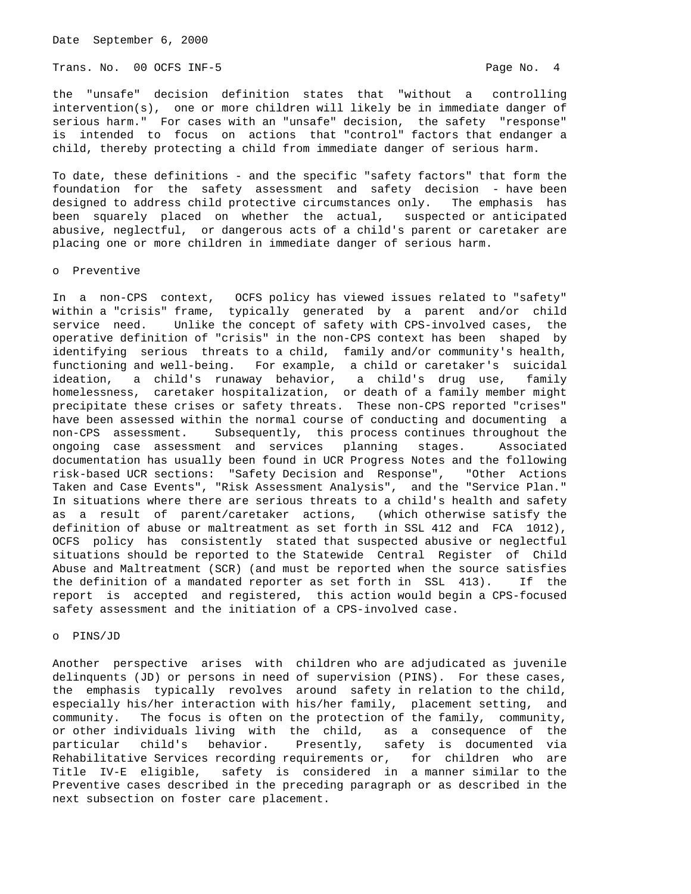the "unsafe" decision definition states that "without a controlling intervention(s), one or more children will likely be in immediate danger of serious harm." For cases with an "unsafe" decision, the safety "response" is intended to focus on actions that "control" factors that endanger a child, thereby protecting a child from immediate danger of serious harm.

To date, these definitions - and the specific "safety factors" that form the foundation for the safety assessment and safety decision - have been designed to address child protective circumstances only. The emphasis has been squarely placed on whether the actual, suspected or anticipated abusive, neglectful, or dangerous acts of a child's parent or caretaker are placing one or more children in immediate danger of serious harm.

o Preventive

In a non-CPS context, OCFS policy has viewed issues related to "safety" within a "crisis" frame, typically generated by a parent and/or child service need. Unlike the concept of safety with CPS-involved cases, the operative definition of "crisis" in the non-CPS context has been shaped by identifying serious threats to a child, family and/or community's health, functioning and well-being. For example, a child or caretaker's suicidal ideation, a child's runaway behavior, a child's drug use, family homelessness, caretaker hospitalization, or death of a family member might precipitate these crises or safety threats. These non-CPS reported "crises" have been assessed within the normal course of conducting and documenting a non-CPS assessment. Subsequently, this process continues throughout the ongoing case assessment and services planning stages. Associated documentation has usually been found in UCR Progress Notes and the following risk-based UCR sections: "Safety Decision and Response", "Other Actions Taken and Case Events", "Risk Assessment Analysis", and the "Service Plan." In situations where there are serious threats to a child's health and safety as a result of parent/caretaker actions, (which otherwise satisfy the definition of abuse or maltreatment as set forth in SSL 412 and FCA 1012), OCFS policy has consistently stated that suspected abusive or neglectful situations should be reported to the Statewide Central Register of Child Abuse and Maltreatment (SCR) (and must be reported when the source satisfies the definition of a mandated reporter as set forth in SSL 413). If the report is accepted and registered, this action would begin a CPS-focused safety assessment and the initiation of a CPS-involved case.

o PINS/JD

Another perspective arises with children who are adjudicated as juvenile delinquents (JD) or persons in need of supervision (PINS). For these cases, the emphasis typically revolves around safety in relation to the child, especially his/her interaction with his/her family, placement setting, and community. The focus is often on the protection of the family, community, or other individuals living with the child, as a consequence of the particular child's behavior. Presently, safety is documented via Rehabilitative Services recording requirements or, for children who are Title IV-E eligible, safety is considered in a manner similar to the Preventive cases described in the preceding paragraph or as described in the next subsection on foster care placement.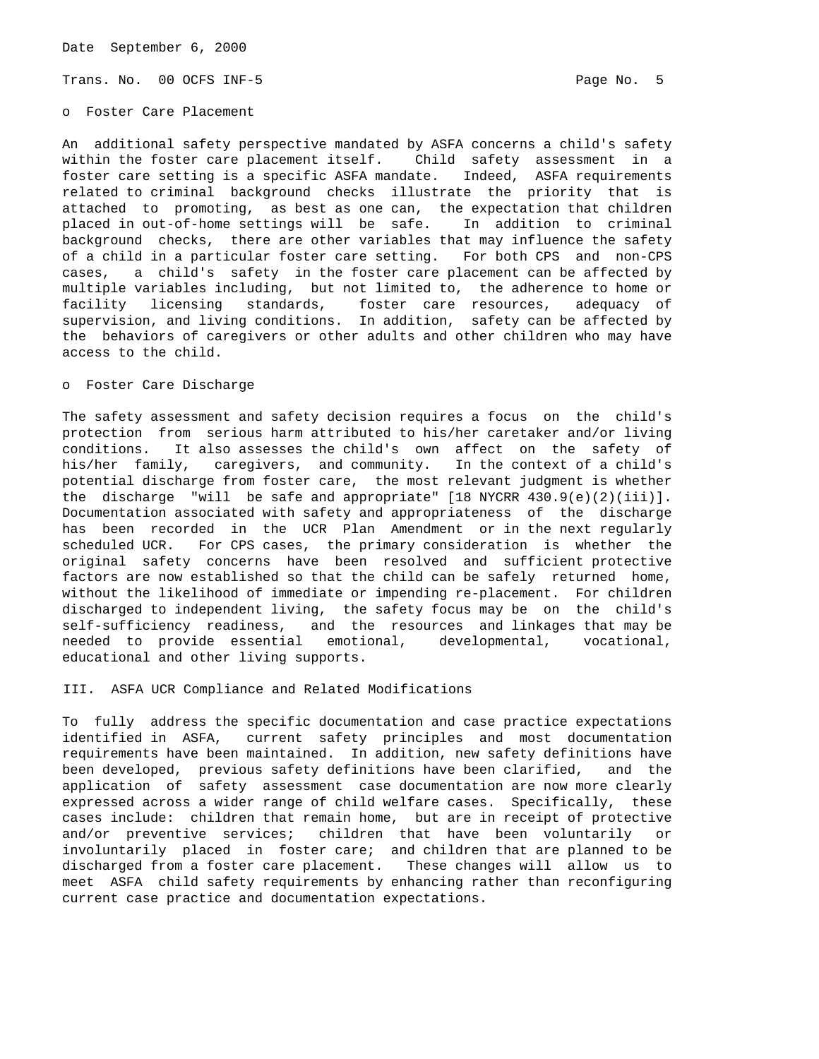- Foster Care Placement

An additional safety perspective mandated by ASFA concerns a child's safety within the foster care placement itself. Child safety assessment in a foster care setting is a specific ASFA mandate. Indeed, ASFA requirements related to criminal background checks illustrate the priority that is attached to promoting, as best as one can, the expectation that children placed in out-of-home settings will be safe. In addition to criminal background checks, there are other variables that may influence the safety of a child in a particular foster care setting. For both CPS and non-CPS cases, a child's safety in the foster care placement can be affected by multiple variables including, but not limited to, the adherence to home or facility licensing standards, foster care resources, adequacy of supervision, and living conditions. In addition, safety can be affected by the behaviors of caregivers or other adults and other children who may have access to the child.

- Foster Care Discharge

The safety assessment and safety decision requires a focus on the child's protection from serious harm attributed to his/her caretaker and/or living conditions. It also assesses the child's own affect on the safety of his/her family, caregivers, and community. In the context of a child's potential discharge from foster care, the most relevant judgment is whether the discharge "will be safe and appropriate" [18 NYCRR 430.9(e)(2)(iii)]. Documentation associated with safety and appropriateness of the discharge has been recorded in the UCR Plan Amendment or in the next regularly scheduled UCR. For CPS cases, the primary consideration is whether the original safety concerns have been resolved and sufficient protective factors are now established so that the child can be safely returned home, without the likelihood of immediate or impending re-placement. For children discharged to independent living, the safety focus may be on the child's self-sufficiency readiness, and the resources and linkages that may be needed to provide essential emotional, developmental, vocational, educational and other living supports.

## III. ASFA UCR Compliance and Related Modifications

To fully address the specific documentation and case practice expectations identified in ASFA, current safety principles and most documentation requirements have been maintained. In addition, new safety definitions have been developed, previous safety definitions have been clarified, and the application of safety assessment case documentation are now more clearly expressed across a wider range of child welfare cases. Specifically, these cases include: children that remain home, but are in receipt of protective and/or preventive services; children that have been voluntarily or involuntarily placed in foster care; and children that are planned to be discharged from a foster care placement. These changes will allow us to meet ASFA child safety requirements by enhancing rather than reconfiguring current case practice and documentation expectations.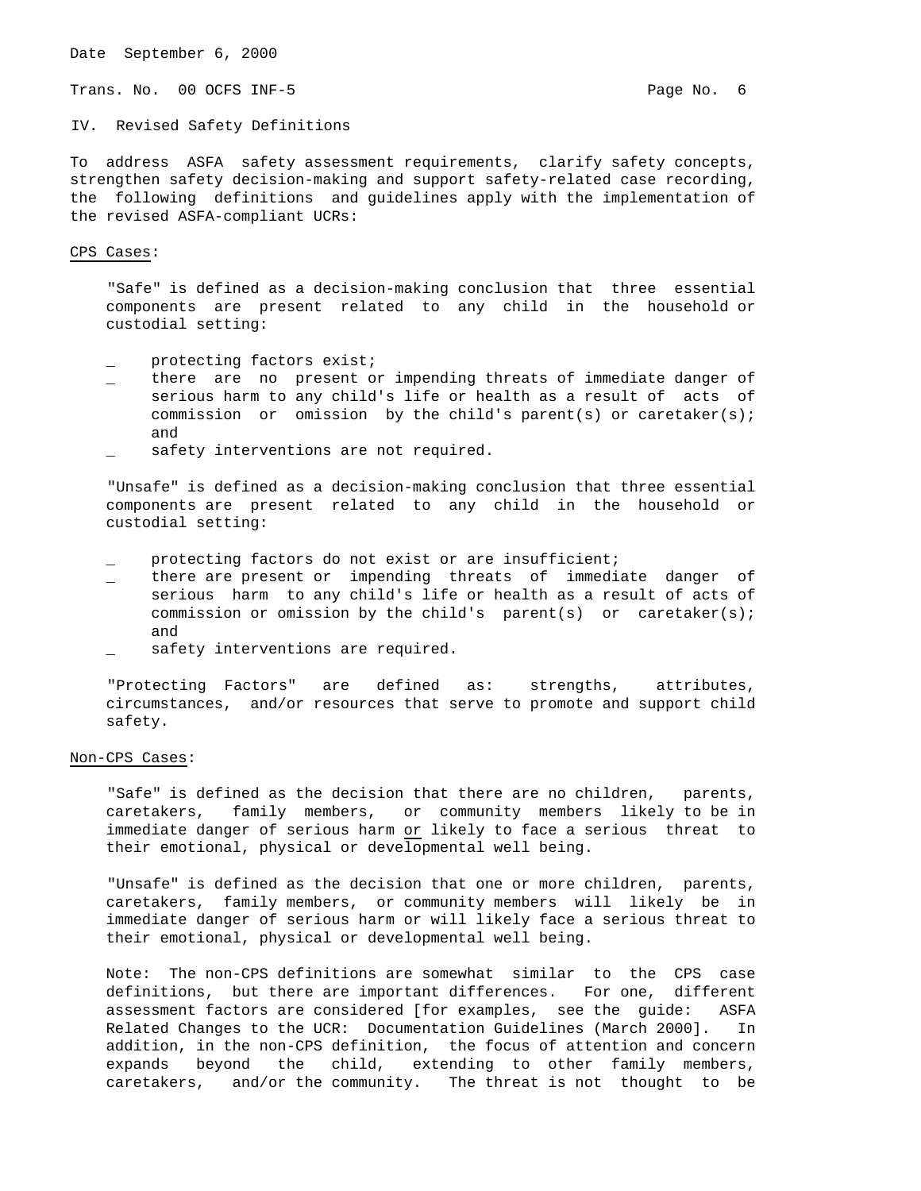## IV. Revised Safety Definitions

To address ASFA safety assessment requirements, clarify safety concepts, strengthen safety decision-making and support safety-related case recording, the following definitions and guidelines apply with the implementation of the revised ASFA-compliant UCRs:

<u>CPS Cases</u>:

"Safe" is defined as a decision-making conclusion that three essential components are present related to any child in the household or custodial setting:

- protecting factors exist;
- there are no present or impending threats of immediate danger of serious harm to any child's life or health as a result of acts of commission or omission by the child's parent(s) or caretaker(s); and
- safety interventions are not required.

"Unsafe" is defined as a decision-making conclusion that three essential components are present related to any child in the household or custodial setting:

- protecting factors do not exist or are insufficient;
- there are present or impending threats of immediate danger of serious harm to any child's life or health as a result of acts of commission or omission by the child's parent(s) or caretaker(s); and
- safety interventions are required.

"Protecting Factors" are defined as: strengths, attributes, circumstances, and/or resources that serve to promote and support child safety.

<u>Non-CPS Cases</u>:

"Safe" is defined as the decision that there are no children, parents, caretakers, family members, or community members likely to be in immediate danger of serious harm <u>or</u> likely to face a serious threat to their emotional, physical or developmental well being.

"Unsafe" is defined as the decision that one or more children, parents, caretakers, family members, or community members will likely be in immediate danger of serious harm or will likely face a serious threat to their emotional, physical or developmental well being.

Note: The non-CPS definitions are somewhat similar to the CPS case definitions, but there are important differences. For one, different assessment factors are considered [for examples, see the guide: ASFA Related Changes to the UCR: Documentation Guidelines (March 2000]. In addition, in the non-CPS definition, the focus of attention and concern expands beyond the child, extending to other family members, caretakers, and/or the community. The threat is not thought to be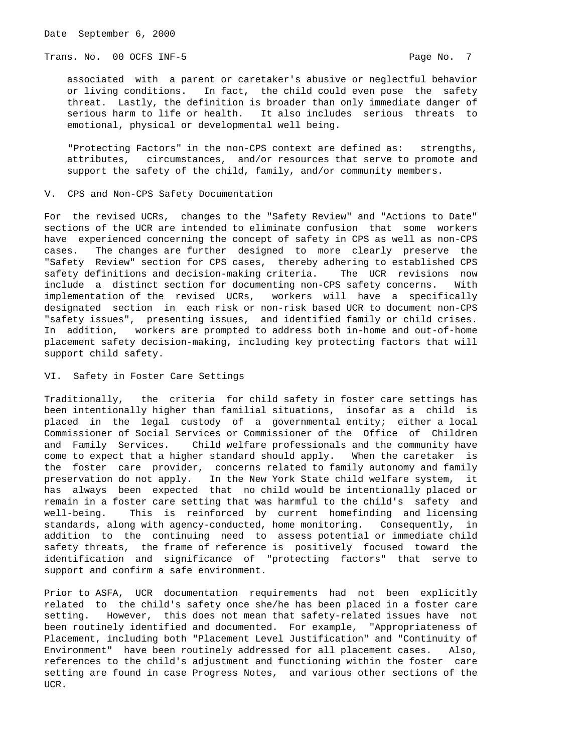associated with a parent or caretaker's abusive or neglectful behavior or living conditions. In fact, the child could even pose the safety threat. Lastly, the definition is broader than only immediate danger of serious harm to life or health. It also includes serious threats to emotional, physical or developmental well being.

"Protecting Factors" in the non-CPS context are defined as: strengths, attributes, circumstances, and/or resources that serve to promote and support the safety of the child, family, and/or community members.

## V. CPS and Non-CPS Safety Documentation

For the revised UCRs, changes to the "Safety Review" and "Actions to Date" sections of the UCR are intended to eliminate confusion that some workers have experienced concerning the concept of safety in CPS as well as non-CPS cases. The changes are further designed to more clearly preserve the "Safety Review" section for CPS cases, thereby adhering to established CPS safety definitions and decision-making criteria. The UCR revisions now include a distinct section for documenting non-CPS safety concerns. With implementation of the revised UCRs, workers will have a specifically designated section in each risk or non-risk based UCR to document non-CPS "safety issues", presenting issues, and identified family or child crises. In addition, workers are prompted to address both in-home and out-of-home placement safety decision-making, including key protecting factors that will support child safety.

## VI. Safety in Foster Care Settings

Traditionally, the criteria for child safety in foster care settings has been intentionally higher than familial situations, insofar as a child is placed in the legal custody of a governmental entity; either a local Commissioner of Social Services or Commissioner of the Office of Children and Family Services. Child welfare professionals and the community have come to expect that a higher standard should apply. When the caretaker is the foster care provider, concerns related to family autonomy and family preservation do not apply. In the New York State child welfare system, it has always been expected that no child would be intentionally placed or remain in a foster care setting that was harmful to the child's safety and well-being. This is reinforced by current homefinding and licensing standards, along with agency-conducted, home monitoring. Consequently, in addition to the continuing need to assess potential or immediate child safety threats, the frame of reference is positively focused toward the identification and significance of "protecting factors" that serve to support and confirm a safe environment.

Prior to ASFA, UCR documentation requirements had not been explicitly related to the child's safety once she/he has been placed in a foster care setting. However, this does not mean that safety-related issues have not been routinely identified and documented. For example, "Appropriateness of Placement, including both "Placement Level Justification" and "Continuity of Environment" have been routinely addressed for all placement cases. Also, references to the child's adjustment and functioning within the foster care setting are found in case Progress Notes, and various other sections of the UCR.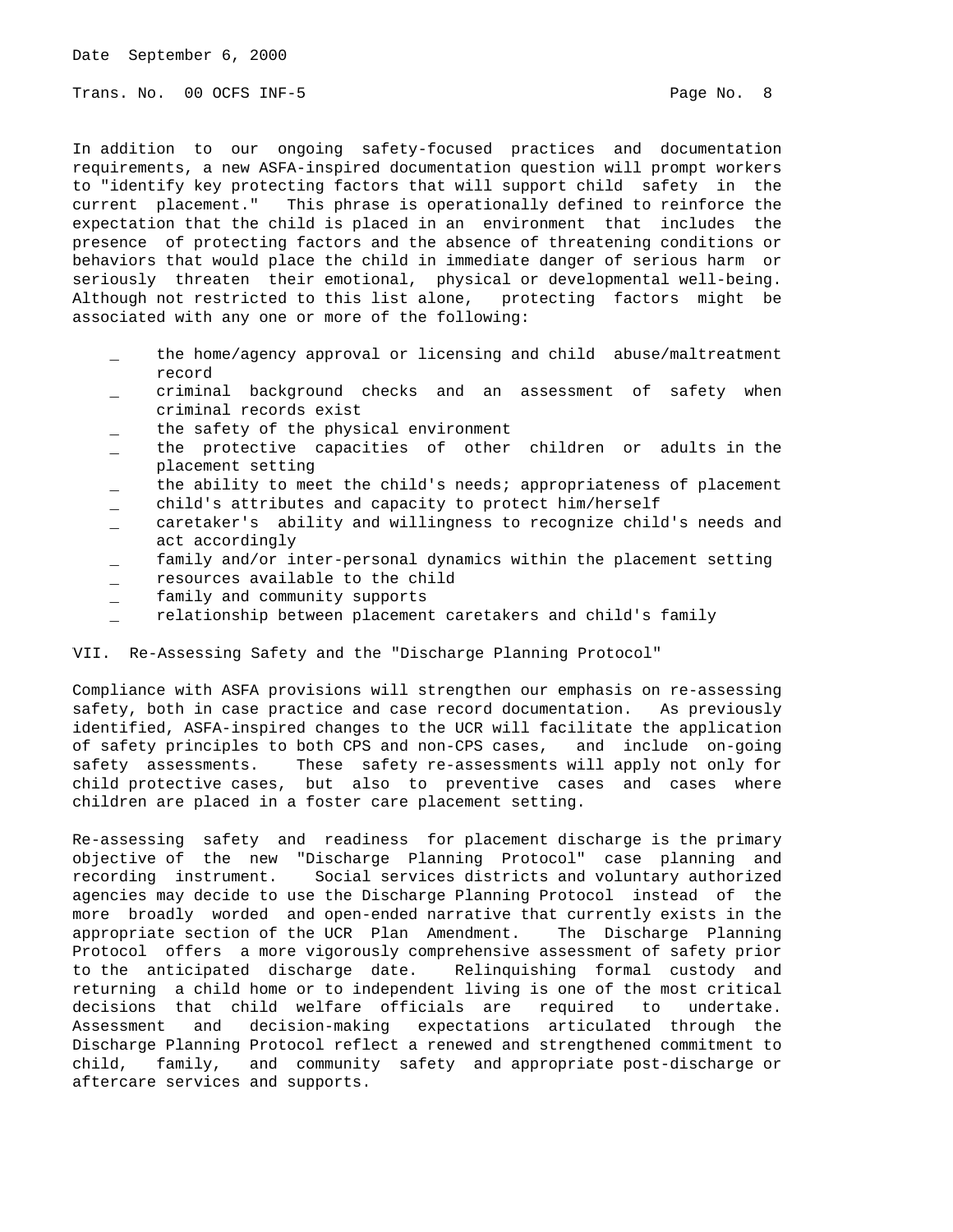In addition to our ongoing safety-focused practices and documentation requirements, a new ASFA-inspired documentation question will prompt workers to "identify key protecting factors that will support child safety in the current placement." This phrase is operationally defined to reinforce the expectation that the child is placed in an environment that includes the presence of protecting factors and the absence of threatening conditions or behaviors that would place the child in immediate danger of serious harm or seriously threaten their emotional, physical or developmental well-being. Although not restricted to this list alone, protecting factors might be associated with any one or more of the following:

- the home/agency approval or licensing and child abuse/maltreatment record
- criminal background checks and an assessment of safety when criminal records exist
- the safety of the physical environment
- the protective capacities of other children or adults in the placement setting
- the ability to meet the child's needs; appropriateness of placement
- child's attributes and capacity to protect him/herself
- caretaker's ability and willingness to recognize child's needs and act accordingly
- family and/or inter-personal dynamics within the placement setting
- resources available to the child
- family and community supports
- relationship between placement caretakers and child's family

## VII. Re-Assessing Safety and the "Discharge Planning Protocol"

Compliance with ASFA provisions will strengthen our emphasis on re-assessing safety, both in case practice and case record documentation. As previously identified, ASFA-inspired changes to the UCR will facilitate the application of safety principles to both CPS and non-CPS cases, and include on-going safety assessments. These safety re-assessments will apply not only for child protective cases, but also to preventive cases and cases where children are placed in a foster care placement setting.

Re-assessing safety and readiness for placement discharge is the primary objective of the new "Discharge Planning Protocol" case planning and recording instrument. Social services districts and voluntary authorized agencies may decide to use the Discharge Planning Protocol instead of the more broadly worded and open-ended narrative that currently exists in the appropriate section of the UCR Plan Amendment. The Discharge Planning Protocol offers a more vigorously comprehensive assessment of safety prior to the anticipated discharge date. Relinquishing formal custody and returning a child home or to independent living is one of the most critical decisions that child welfare officials are required to undertake. Assessment and decision-making expectations articulated through the Discharge Planning Protocol reflect a renewed and strengthened commitment to child, family, and community safety and appropriate post-discharge or aftercare services and supports.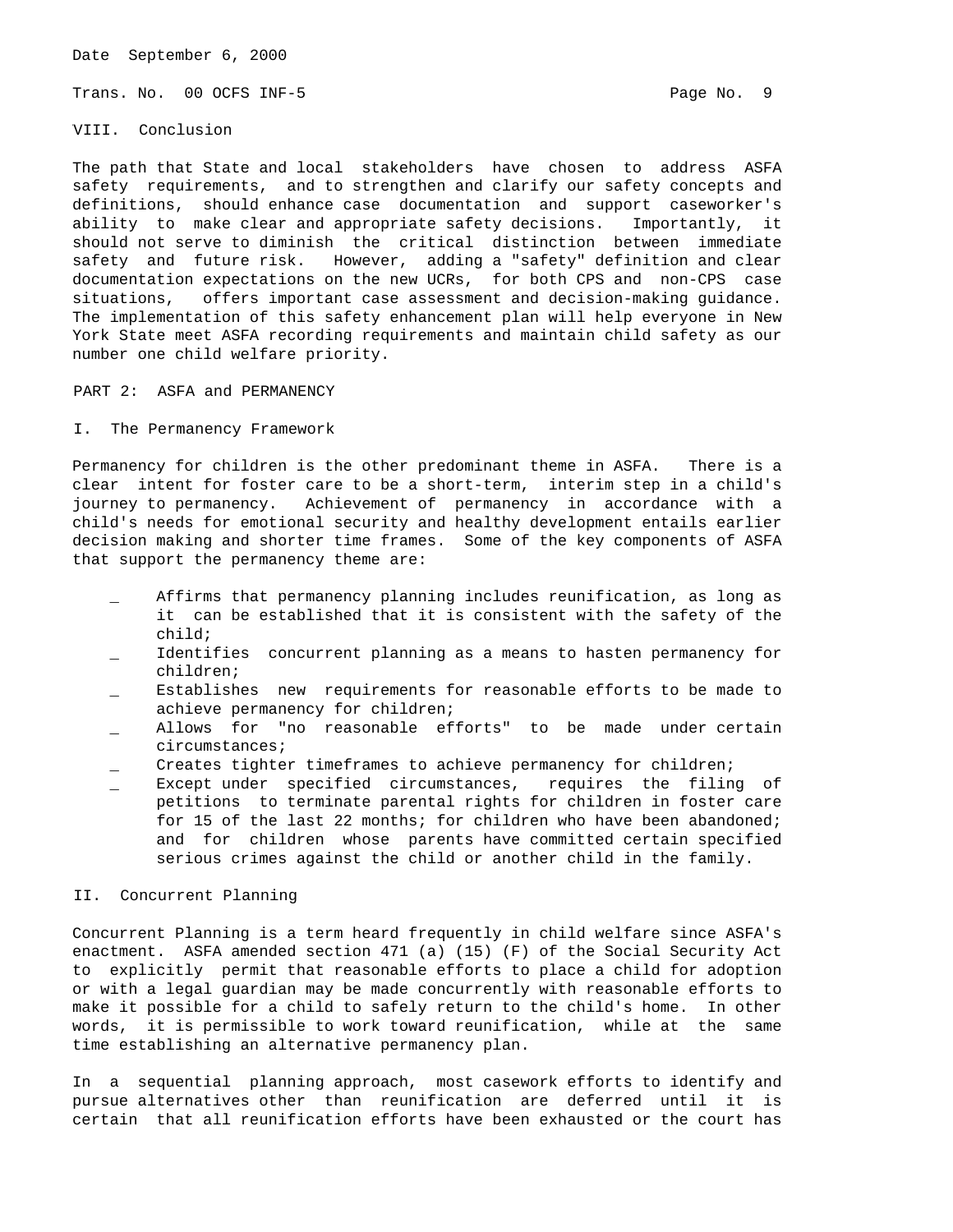## VIII. Conclusion

The path that State and local stakeholders have chosen to address ASFA safety requirements, and to strengthen and clarify our safety concepts and definitions, should enhance case documentation and support caseworker's ability to make clear and appropriate safety decisions. Importantly, it should not serve to diminish the critical distinction between immediate safety and future risk. However, adding a "safety" definition and clear documentation expectations on the new UCRs, for both CPS and non-CPS case situations, offers important case assessment and decision-making guidance. The implementation of this safety enhancement plan will help everyone in New York State meet ASFA recording requirements and maintain child safety as our number one child welfare priority.

# PART 2: ASFA and PERMANENCY

## I. The Permanency Framework

Permanency for children is the other predominant theme in ASFA. There is a clear intent for foster care to be a short-term, interim step in a child's journey to permanency. Achievement of permanency in accordance with a child's needs for emotional security and healthy development entails earlier decision making and shorter time frames. Some of the key components of ASFA that support the permanency theme are:

- Affirms that permanency planning includes reunification, as long as it can be established that it is consistent with the safety of the child;
- Identifies concurrent planning as a means to hasten permanency for children;
- Establishes new requirements for reasonable efforts to be made to achieve permanency for children;
- Allows for "no reasonable efforts" to be made under certain circumstances;
- Creates tighter timeframes to achieve permanency for children;
- Except under specified circumstances, requires the filing of petitions to terminate parental rights for children in foster care for 15 of the last 22 months; for children who have been abandoned; and for children whose parents have committed certain specified serious crimes against the child or another child in the family.

## II. Concurrent Planning

Concurrent Planning is a term heard frequently in child welfare since ASFA's enactment. ASFA amended section 471 (a) (15) (F) of the Social Security Act to explicitly permit that reasonable efforts to place a child for adoption or with a legal guardian may be made concurrently with reasonable efforts to make it possible for a child to safely return to the child's home. In other words, it is permissible to work toward reunification, while at the same time establishing an alternative permanency plan.

In a sequential planning approach, most casework efforts to identify and pursue alternatives other than reunification are deferred until it is certain that all reunification efforts have been exhausted or the court has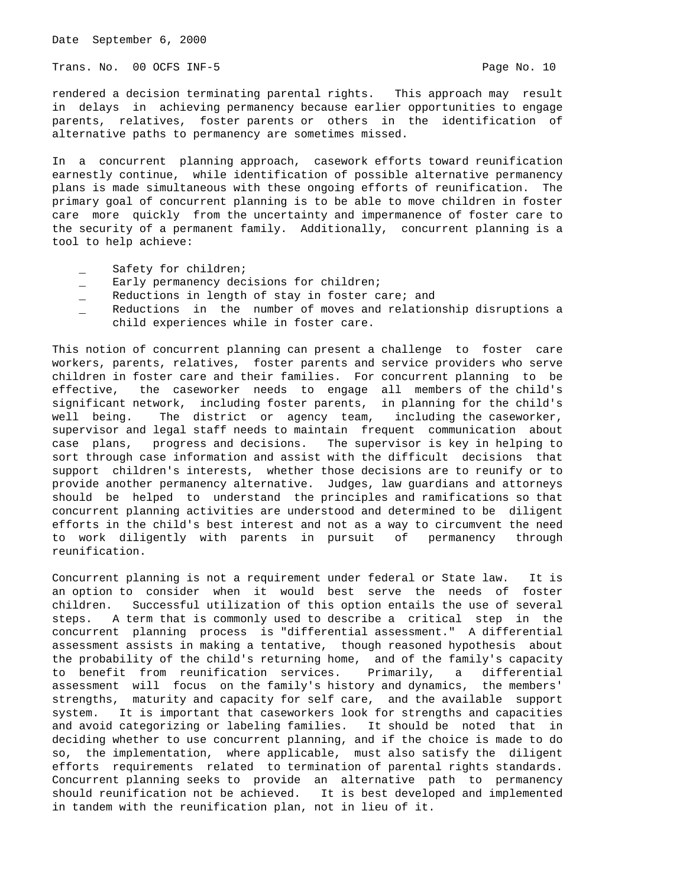rendered a decision terminating parental rights. This approach may result in delays in achieving permanency because earlier opportunities to engage parents, relatives, foster parents or others in the identification of alternative paths to permanency are sometimes missed.

In a concurrent planning approach, casework efforts toward reunification earnestly continue, while identification of possible alternative permanency plans is made simultaneous with these ongoing efforts of reunification. The primary goal of concurrent planning is to be able to move children in foster care more quickly from the uncertainty and impermanence of foster care to the security of a permanent family. Additionally, concurrent planning is a tool to help achieve:

- Safety for children;
- Early permanency decisions for children;
- Reductions in length of stay in foster care; and
- Reductions in the number of moves and relationship disruptions a child experiences while in foster care.

This notion of concurrent planning can present a challenge to foster care workers, parents, relatives, foster parents and service providers who serve children in foster care and their families. For concurrent planning to be effective, the caseworker needs to engage all members of the child's significant network, including foster parents, in planning for the child's well being. The district or agency team, including the caseworker, supervisor and legal staff needs to maintain frequent communication about case plans, progress and decisions. The supervisor is key in helping to sort through case information and assist with the difficult decisions that support children's interests, whether those decisions are to reunify or to provide another permanency alternative. Judges, law guardians and attorneys should be helped to understand the principles and ramifications so that concurrent planning activities are understood and determined to be diligent efforts in the child's best interest and not as a way to circumvent the need to work diligently with parents in pursuit of permanency through reunification.

Concurrent planning is not a requirement under federal or State law. It is an option to consider when it would best serve the needs of foster children. Successful utilization of this option entails the use of several steps. A term that is commonly used to describe a critical step in the concurrent planning process is "differential assessment." A differential assessment assists in making a tentative, though reasoned hypothesis about the probability of the child's returning home, and of the family's capacity to benefit from reunification services. Primarily, a differential assessment will focus on the family's history and dynamics, the members' strengths, maturity and capacity for self care, and the available support system. It is important that caseworkers look for strengths and capacities and avoid categorizing or labeling families. It should be noted that in deciding whether to use concurrent planning, and if the choice is made to do so, the implementation, where applicable, must also satisfy the diligent efforts requirements related to termination of parental rights standards. Concurrent planning seeks to provide an alternative path to permanency should reunification not be achieved. It is best developed and implemented in tandem with the reunification plan, not in lieu of it.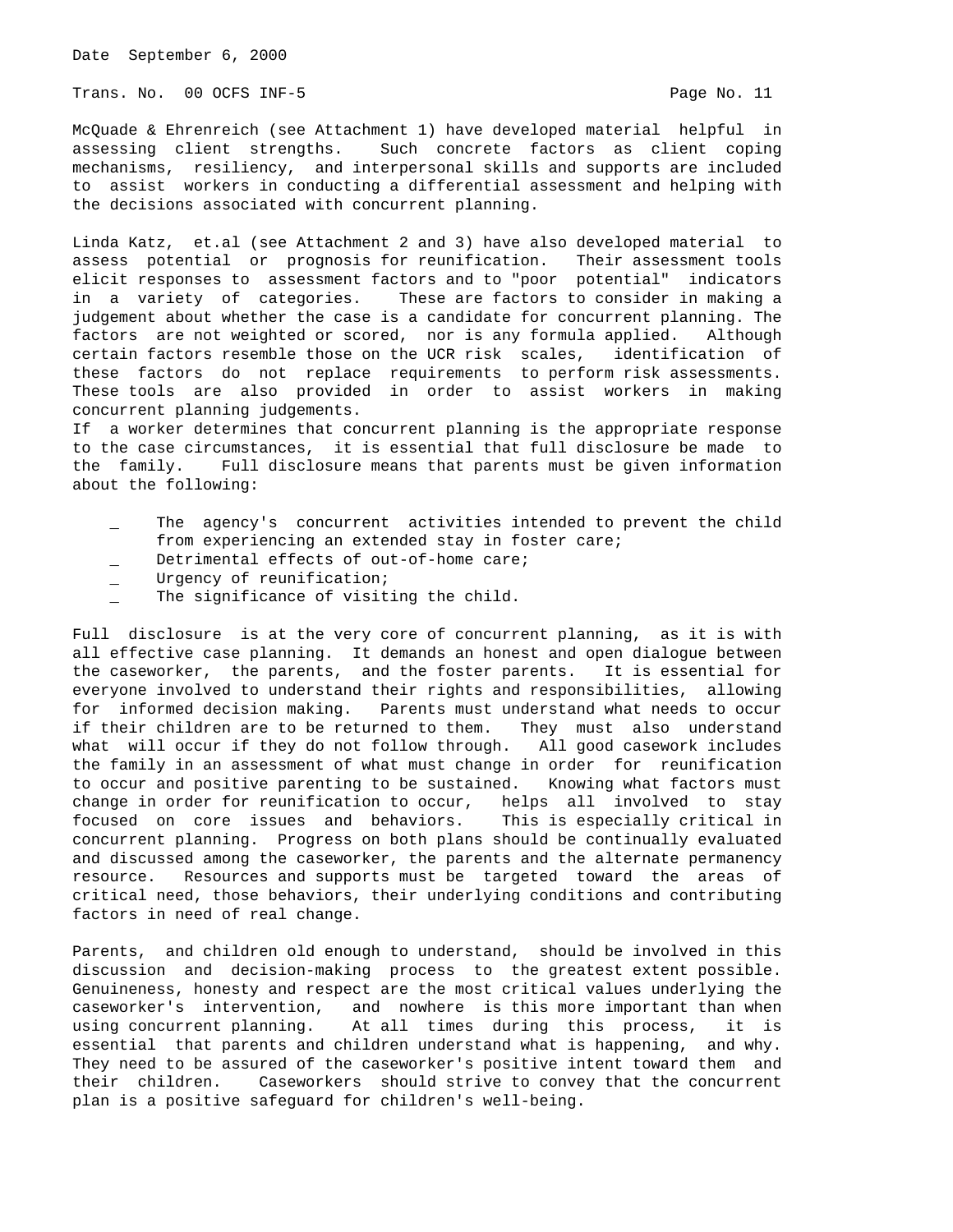McQuade & Ehrenreich (see Attachment 1) have developed material helpful in assessing client strengths. Such concrete factors as client coping mechanisms, resiliency, and interpersonal skills and supports are included to assist workers in conducting a differential assessment and helping with the decisions associated with concurrent planning.

Linda Katz, et.al (see Attachment 2 and 3) have also developed material to assess potential or prognosis for reunification. Their assessment tools elicit responses to assessment factors and to "poor potential" indicators in a variety of categories. These are factors to consider in making a judgement about whether the case is a candidate for concurrent planning. The factors are not weighted or scored, nor is any formula applied. Although certain factors resemble those on the UCR risk scales, identification of these factors do not replace requirements to perform risk assessments. These tools are also provided in order to assist workers in making concurrent planning judgements.

If a worker determines that concurrent planning is the appropriate response to the case circumstances, it is essential that full disclosure be made to the family. Full disclosure means that parents must be given information about the following:

- The agency's concurrent activities intended to prevent the child from experiencing an extended stay in foster care;
- Detrimental effects of out-of-home care;
- Urgency of reunification;
- The significance of visiting the child.

Full disclosure is at the very core of concurrent planning, as it is with all effective case planning. It demands an honest and open dialogue between the caseworker, the parents, and the foster parents. It is essential for everyone involved to understand their rights and responsibilities, allowing for informed decision making. Parents must understand what needs to occur if their children are to be returned to them. They must also understand what will occur if they do not follow through. All good casework includes the family in an assessment of what must change in order for reunification to occur and positive parenting to be sustained. Knowing what factors must change in order for reunification to occur, helps all involved to stay focused on core issues and behaviors. This is especially critical in concurrent planning. Progress on both plans should be continually evaluated and discussed among the caseworker, the parents and the alternate permanency resource. Resources and supports must be targeted toward the areas of critical need, those behaviors, their underlying conditions and contributing factors in need of real change.

Parents, and children old enough to understand, should be involved in this discussion and decision-making process to the greatest extent possible. Genuineness, honesty and respect are the most critical values underlying the caseworker's intervention, and nowhere is this more important than when using concurrent planning. At all times during this process, it is essential that parents and children understand what is happening, and why. They need to be assured of the caseworker's positive intent toward them and their children. Caseworkers should strive to convey that the concurrent plan is a positive safeguard for children's well-being.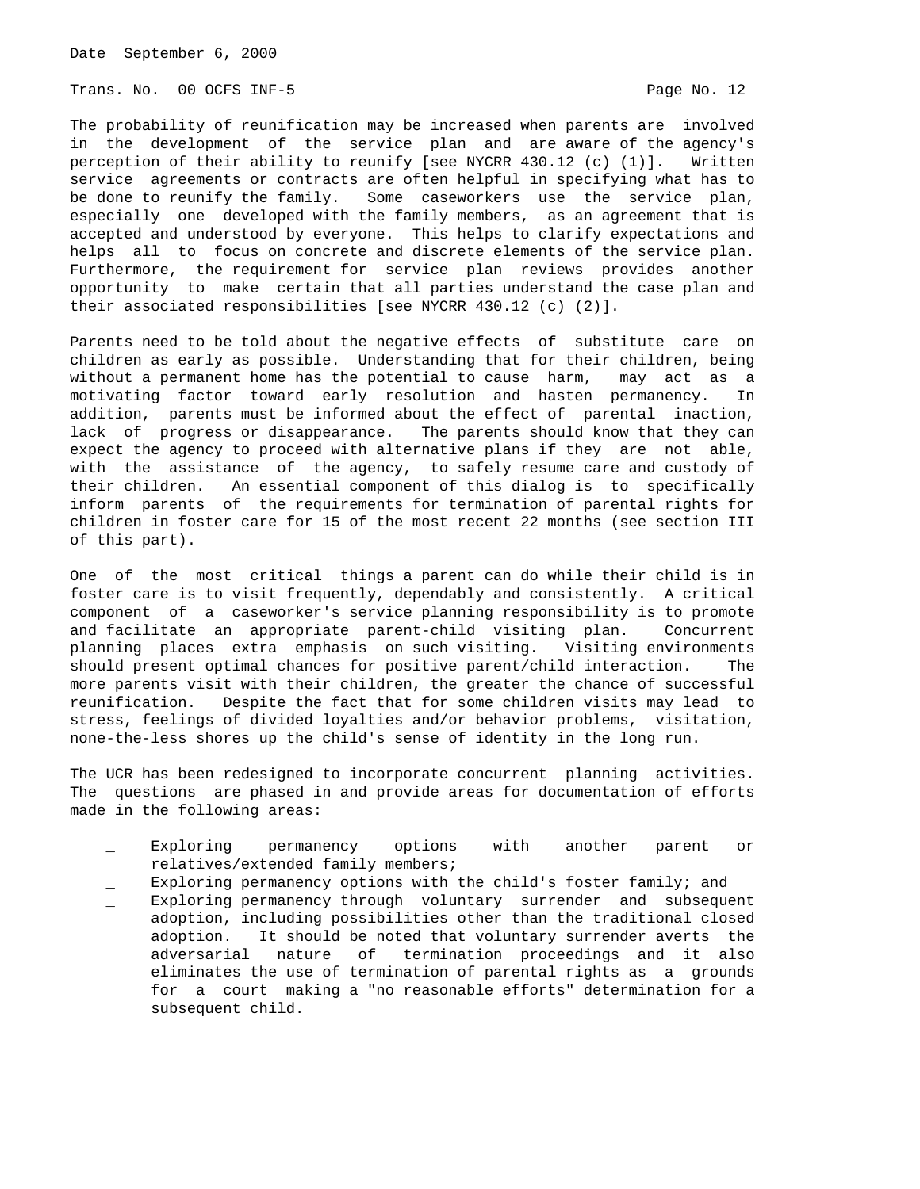The probability of reunification may be increased when parents are involved in the development of the service plan and are aware of the agency's perception of their ability to reunify [see NYCRR 430.12 (c) (1)]. Written service agreements or contracts are often helpful in specifying what has to be done to reunify the family. Some caseworkers use the service plan, especially one developed with the family members, as an agreement that is accepted and understood by everyone. This helps to clarify expectations and helps all to focus on concrete and discrete elements of the service plan. Furthermore, the requirement for service plan reviews provides another opportunity to make certain that all parties understand the case plan and their associated responsibilities [see NYCRR 430.12 (c) (2)].

Parents need to be told about the negative effects of substitute care on children as early as possible. Understanding that for their children, being without a permanent home has the potential to cause harm, may act as a motivating factor toward early resolution and hasten permanency. In addition, parents must be informed about the effect of parental inaction, lack of progress or disappearance. The parents should know that they can expect the agency to proceed with alternative plans if they are not able, with the assistance of the agency, to safely resume care and custody of their children. An essential component of this dialog is to specifically inform parents of the requirements for termination of parental rights for children in foster care for 15 of the most recent 22 months (see section III of this part).

One of the most critical things a parent can do while their child is in foster care is to visit frequently, dependably and consistently. A critical component of a caseworker's service planning responsibility is to promote and facilitate an appropriate parent-child visiting plan. Concurrent planning places extra emphasis on such visiting. Visiting environments should present optimal chances for positive parent/child interaction. The more parents visit with their children, the greater the chance of successful reunification. Despite the fact that for some children visits may lead to stress, feelings of divided loyalties and/or behavior problems, visitation, none-the-less shores up the child's sense of identity in the long run.

The UCR has been redesigned to incorporate concurrent planning activities. The questions are phased in and provide areas for documentation of efforts made in the following areas:

- Exploring permanency options with another parent or relatives/extended family members;
- Exploring permanency options with the child's foster family; and
- Exploring permanency through voluntary surrender and subsequent adoption, including possibilities other than the traditional closed adoption. It should be noted that voluntary surrender averts the adversarial nature of termination proceedings and it also eliminates the use of termination of parental rights as a grounds for a court making a "no reasonable efforts" determination for a subsequent child.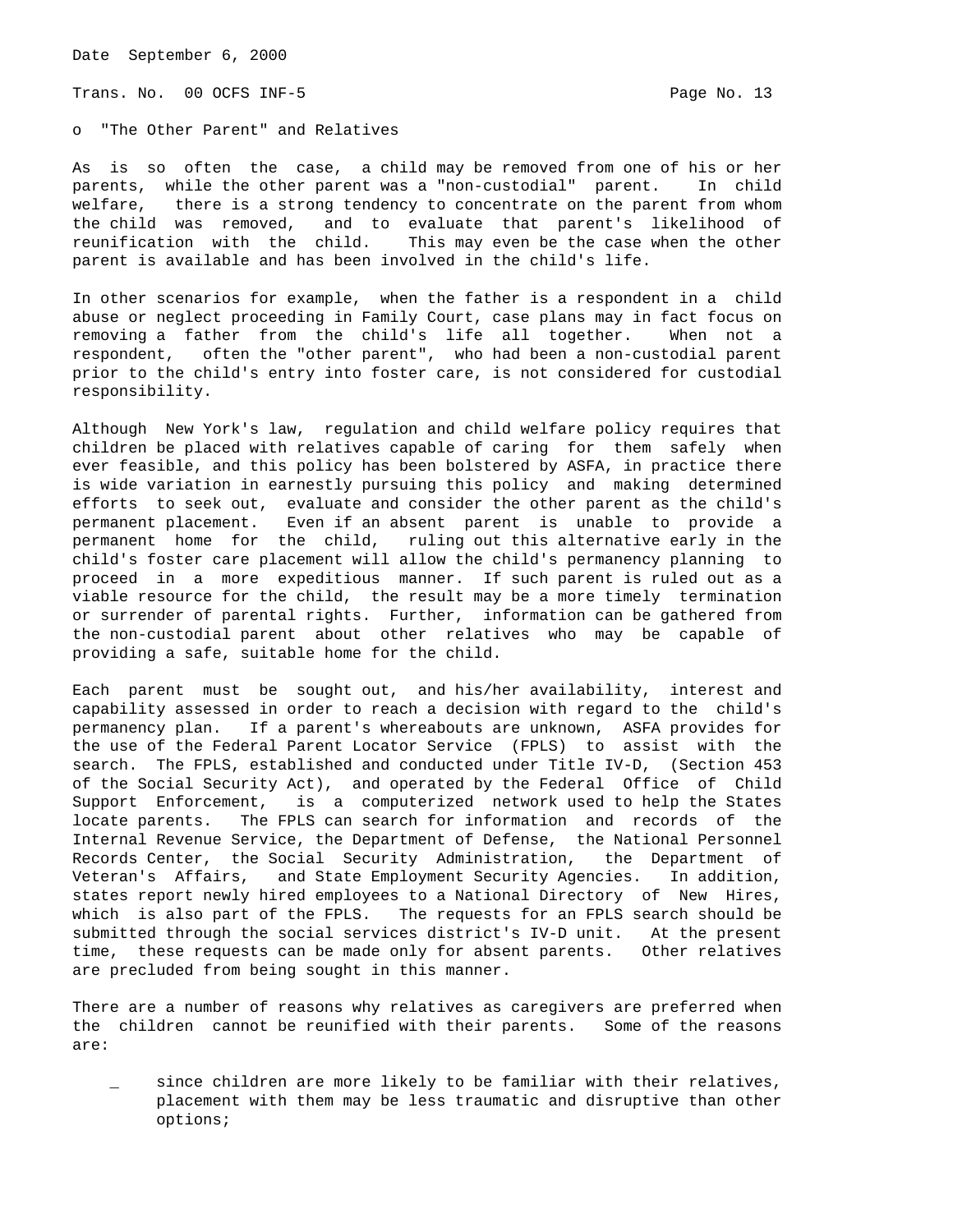o "The Other Parent" and Relatives

As is so often the case, a child may be removed from one of his or her parents, while the other parent was a "non-custodial" parent. In child welfare, there is a strong tendency to concentrate on the parent from whom the child was removed, and to evaluate that parent's likelihood of reunification with the child. This may even be the case when the other parent is available and has been involved in the child's life.

In other scenarios for example, when the father is a respondent in a child abuse or neglect proceeding in Family Court, case plans may in fact focus on removing a father from the child's life all together. When not a respondent, often the "other parent", who had been a non-custodial parent prior to the child's entry into foster care, is not considered for custodial responsibility.

Although New York's law, regulation and child welfare policy requires that children be placed with relatives capable of caring for them safely when ever feasible, and this policy has been bolstered by ASFA, in practice there is wide variation in earnestly pursuing this policy and making determined efforts to seek out, evaluate and consider the other parent as the child's permanent placement. Even if an absent parent is unable to provide a permanent home for the child, ruling out this alternative early in the child's foster care placement will allow the child's permanency planning to proceed in a more expeditious manner. If such parent is ruled out as a viable resource for the child, the result may be a more timely termination or surrender of parental rights. Further, information can be gathered from the non-custodial parent about other relatives who may be capable of providing a safe, suitable home for the child.

Each parent must be sought out, and his/her availability, interest and capability assessed in order to reach a decision with regard to the child's permanency plan. If a parent's whereabouts are unknown, ASFA provides for the use of the Federal Parent Locator Service (FPLS) to assist with the search. The FPLS, established and conducted under Title IV-D, (Section 453 of the Social Security Act), and operated by the Federal Office of Child Support Enforcement, is a computerized network used to help the States locate parents. The FPLS can search for information and records of the Internal Revenue Service, the Department of Defense, the National Personnel Records Center, the Social Security Administration, the Department of Veteran's Affairs, and State Employment Security Agencies. In addition, states report newly hired employees to a National Directory of New Hires, which is also part of the FPLS. The requests for an FPLS search should be submitted through the social services district's IV-D unit. At the present time, these requests can be made only for absent parents. Other relatives are precluded from being sought in this manner.

There are a number of reasons why relatives as caregivers are preferred when the children cannot be reunified with their parents. Some of the reasons are:

- since children are more likely to be familiar with their relatives, placement with them may be less traumatic and disruptive than other options;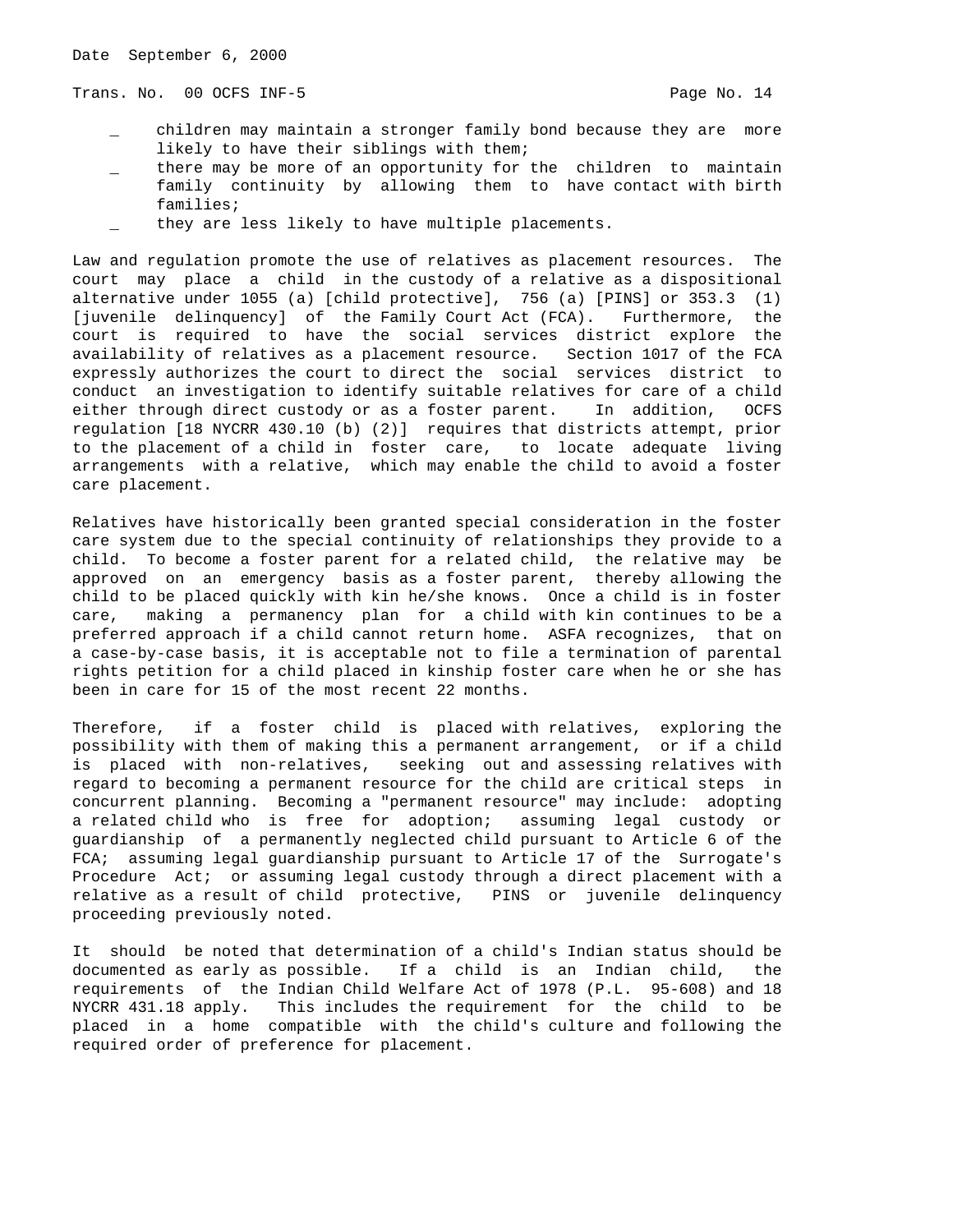- children may maintain a stronger family bond because they are more likely to have their siblings with them;
- there may be more of an opportunity for the children to maintain family continuity by allowing them to have contact with birth families;
- they are less likely to have multiple placements.

Law and regulation promote the use of relatives as placement resources. The court may place a child in the custody of a relative as a dispositional alternative under 1055 (a) [child protective], 756 (a) [PINS] or 353.3 (1) [juvenile delinquency] of the Family Court Act (FCA). Furthermore, the court is required to have the social services district explore the availability of relatives as a placement resource. Section 1017 of the FCA expressly authorizes the court to direct the social services district to conduct an investigation to identify suitable relatives for care of a child either through direct custody or as a foster parent. In addition, OCFS regulation [18 NYCRR 430.10 (b) (2)] requires that districts attempt, prior to the placement of a child in foster care, to locate adequate living arrangements with a relative, which may enable the child to avoid a foster care placement.

Relatives have historically been granted special consideration in the foster care system due to the special continuity of relationships they provide to a child. To become a foster parent for a related child, the relative may be approved on an emergency basis as a foster parent, thereby allowing the child to be placed quickly with kin he/she knows. Once a child is in foster care, making a permanency plan for a child with kin continues to be a preferred approach if a child cannot return home. ASFA recognizes, that on a case-by-case basis, it is acceptable not to file a termination of parental rights petition for a child placed in kinship foster care when he or she has been in care for 15 of the most recent 22 months.

Therefore, if a foster child is placed with relatives, exploring the possibility with them of making this a permanent arrangement, or if a child is placed with non-relatives, seeking out and assessing relatives with regard to becoming a permanent resource for the child are critical steps in concurrent planning. Becoming a "permanent resource" may include: adopting a related child who is free for adoption; assuming legal custody or guardianship of a permanently neglected child pursuant to Article 6 of the FCA; assuming legal guardianship pursuant to Article 17 of the Surrogate's Procedure Act; or assuming legal custody through a direct placement with a relative as a result of child protective, PINS or juvenile delinquency proceeding previously noted.

It should be noted that determination of a child's Indian status should be documented as early as possible. If a child is an Indian child, the requirements of the Indian Child Welfare Act of 1978 (P.L. 95-608) and 18 NYCRR 431.18 apply. This includes the requirement for the child to be placed in a home compatible with the child's culture and following the required order of preference for placement.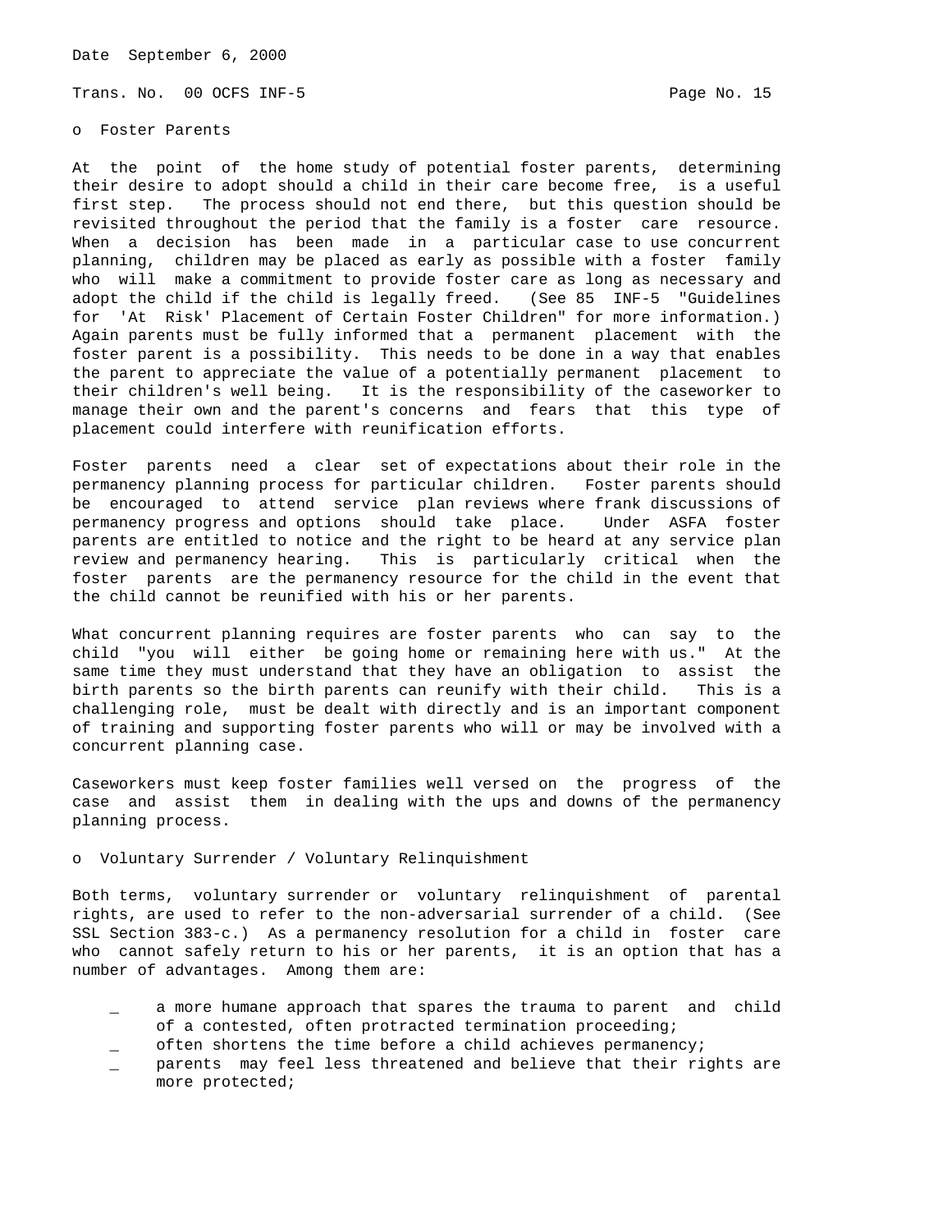o Foster Parents

At the point of the home study of potential foster parents, determining their desire to adopt should a child in their care become free, is a useful first step. The process should not end there, but this question should be revisited throughout the period that the family is a foster care resource. When a decision has been made in a particular case to use concurrent planning, children may be placed as early as possible with a foster family who will make a commitment to provide foster care as long as necessary and adopt the child if the child is legally freed. (See 85 INF-5 "Guidelines for 'At Risk' Placement of Certain Foster Children" for more information.) Again parents must be fully informed that a permanent placement with the foster parent is a possibility. This needs to be done in a way that enables the parent to appreciate the value of a potentially permanent placement to their children's well being. It is the responsibility of the caseworker to manage their own and the parent's concerns and fears that this type of placement could interfere with reunification efforts.

Foster parents need a clear set of expectations about their role in the permanency planning process for particular children. Foster parents should be encouraged to attend service plan reviews where frank discussions of permanency progress and options should take place. Under ASFA foster parents are entitled to notice and the right to be heard at any service plan review and permanency hearing. This is particularly critical when the foster parents are the permanency resource for the child in the event that the child cannot be reunified with his or her parents.

What concurrent planning requires are foster parents who can say to the child "you will either be going home or remaining here with us." At the same time they must understand that they have an obligation to assist the birth parents so the birth parents can reunify with their child. This is a challenging role, must be dealt with directly and is an important component of training and supporting foster parents who will or may be involved with a concurrent planning case.

Caseworkers must keep foster families well versed on the progress of the case and assist them in dealing with the ups and downs of the permanency planning process.

o Voluntary Surrender / Voluntary Relinquishment

Both terms, voluntary surrender or voluntary relinquishment of parental rights, are used to refer to the non-adversarial surrender of a child. (See SSL Section 383-c.) As a permanency resolution for a child in foster care who cannot safely return to his or her parents, it is an option that has a number of advantages. Among them are:

- a more humane approach that spares the trauma to parent and child of a contested, often protracted termination proceeding;
- often shortens the time before a child achieves permanency;
- parents may feel less threatened and believe that their rights are more protected;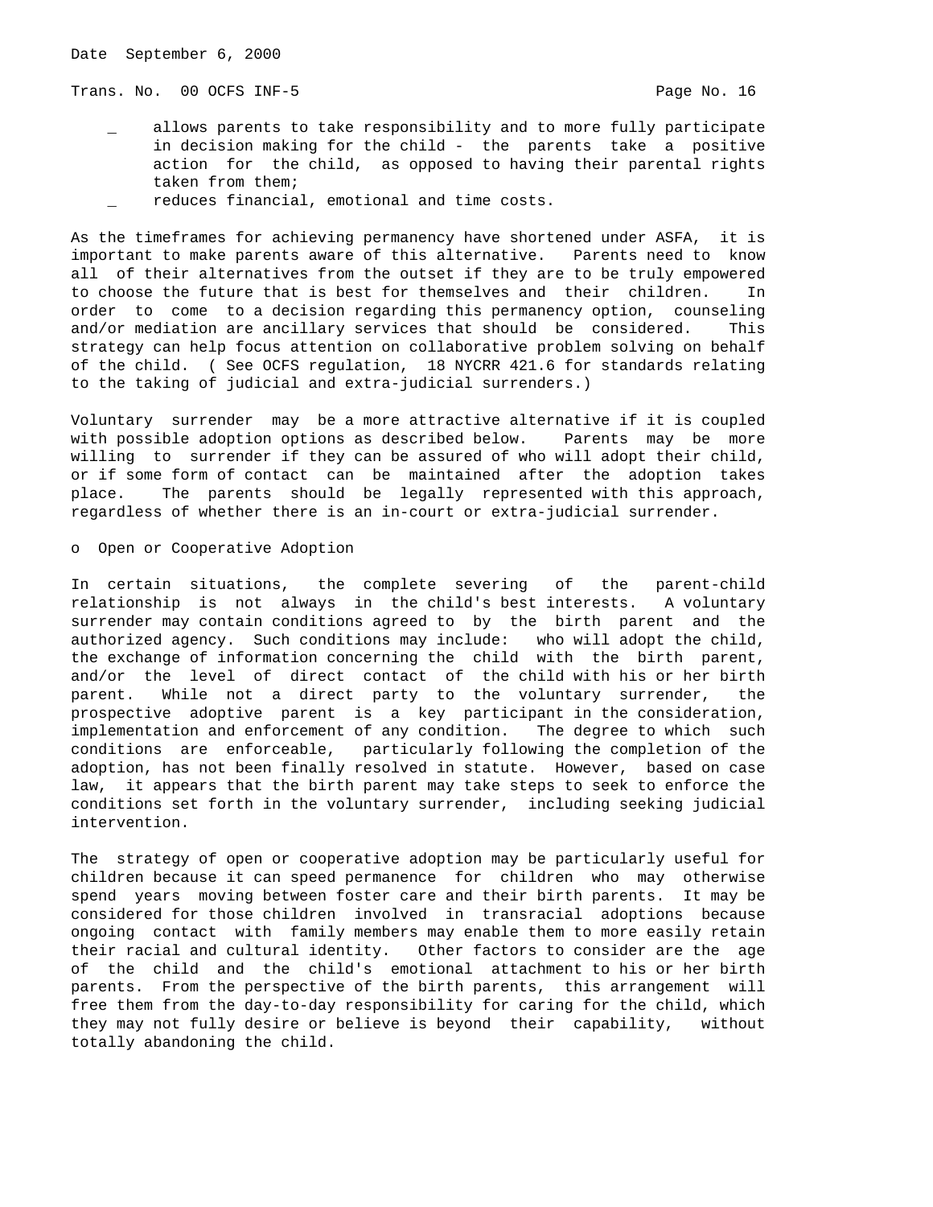- allows parents to take responsibility and to more fully participate in decision making for the child - the parents take a positive action for the child, as opposed to having their parental rights taken from them;
- reduces financial, emotional and time costs.

As the timeframes for achieving permanency have shortened under ASFA, it is important to make parents aware of this alternative. Parents need to know all of their alternatives from the outset if they are to be truly empowered to choose the future that is best for themselves and their children. In order to come to a decision regarding this permanency option, counseling and/or mediation are ancillary services that should be considered. This strategy can help focus attention on collaborative problem solving on behalf of the child. ( See OCFS regulation, 18 NYCRR 421.6 for standards relating to the taking of judicial and extra-judicial surrenders.)

Voluntary surrender may be a more attractive alternative if it is coupled with possible adoption options as described below. Parents may be more willing to surrender if they can be assured of who will adopt their child, or if some form of contact can be maintained after the adoption takes place. The parents should be legally represented with this approach, regardless of whether there is an in-court or extra-judicial surrender.

o Open or Cooperative Adoption

In certain situations, the complete severing of the parent-child relationship is not always in the child's best interests. A voluntary surrender may contain conditions agreed to by the birth parent and the authorized agency. Such conditions may include: who will adopt the child, the exchange of information concerning the child with the birth parent, and/or the level of direct contact of the child with his or her birth parent. While not a direct party to the voluntary surrender, the prospective adoptive parent is a key participant in the consideration, implementation and enforcement of any condition. The degree to which such conditions are enforceable, particularly following the completion of the adoption, has not been finally resolved in statute. However, based on case law, it appears that the birth parent may take steps to seek to enforce the conditions set forth in the voluntary surrender, including seeking judicial intervention.

The strategy of open or cooperative adoption may be particularly useful for children because it can speed permanence for children who may otherwise spend years moving between foster care and their birth parents. It may be considered for those children involved in transracial adoptions because ongoing contact with family members may enable them to more easily retain their racial and cultural identity. Other factors to consider are the age of the child and the child's emotional attachment to his or her birth parents. From the perspective of the birth parents, this arrangement will free them from the day-to-day responsibility for caring for the child, which they may not fully desire or believe is beyond their capability, without totally abandoning the child.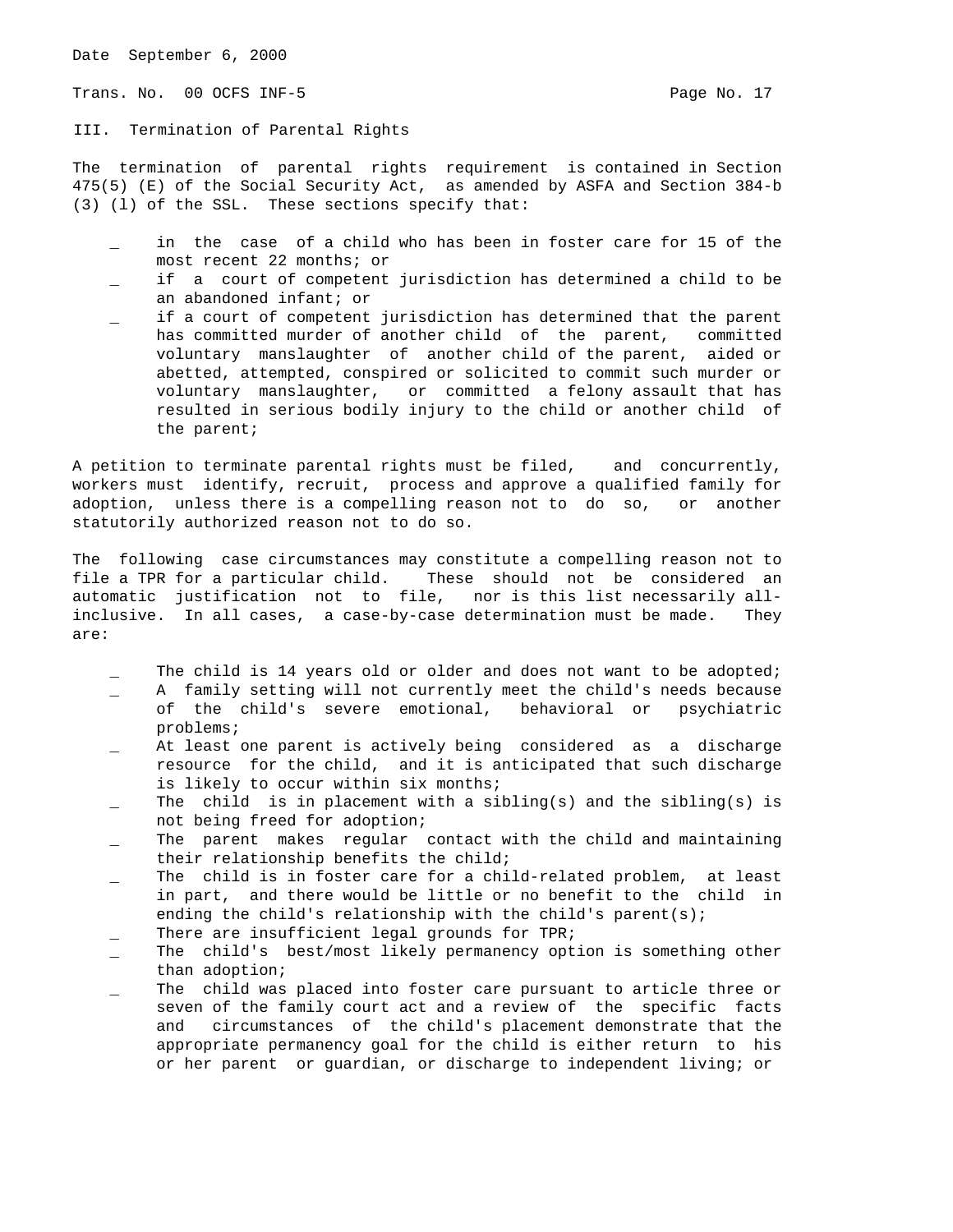Date September 6, 2000

Trans. No. 00 OCFS INF-5

## III. Termination of Parental Rights

The termination of parental rights requirement is contained in Section 475(5) (E) of the Social Security Act, as amended by ASFA and Section 384-b (3) (l) of the SSL. These sections specify that:

- in the case of a child who has been in foster care for 15 of the most recent 22 months; or
- if a court of competent jurisdiction has determined a child to be an abandoned infant; or
- if a court of competent jurisdiction has determined that the parent has committed murder of another child of the parent, committed voluntary manslaughter of another child of the parent, aided or abetted, attempted, conspired or solicited to commit such murder or voluntary manslaughter, or committed a felony assault that has resulted in serious bodily injury to the child or another child of the parent;

A petition to terminate parental rights must be filed, and concurrently, workers must identify, recruit, process and approve a qualified family for adoption, unless there is a compelling reason not to do so, or another statutorily authorized reason not to do so.

The following case circumstances may constitute a compelling reason not to file a TPR for a particular child. These should not be considered an automatic justification not to file, nor is this list necessarily all-inclusive. In all cases, a case-by-case determination must be made. They are:

- The child is 14 years old or older and does not want to be adopted;
- A family setting will not currently meet the child's needs because of the child's severe emotional, behavioral or psychiatric problems;
- At least one parent is actively being considered as a discharge resource for the child, and it is anticipated that such discharge is likely to occur within six months;
- The child is in placement with a sibling(s) and the sibling(s) is not being freed for adoption;
- The parent makes regular contact with the child and maintaining their relationship benefits the child;
- The child is in foster care for a child-related problem, at least in part, and there would be little or no benefit to the child in ending the child's relationship with the child's parent(s);
- There are insufficient legal grounds for TPR;
- The child's best/most likely permanency option is something other than adoption;
- The child was placed into foster care pursuant to article three or seven of the family court act and a review of the specific facts and circumstances of the child's placement demonstrate that the appropriate permanency goal for the child is either return to his or her parent or guardian, or discharge to independent living; or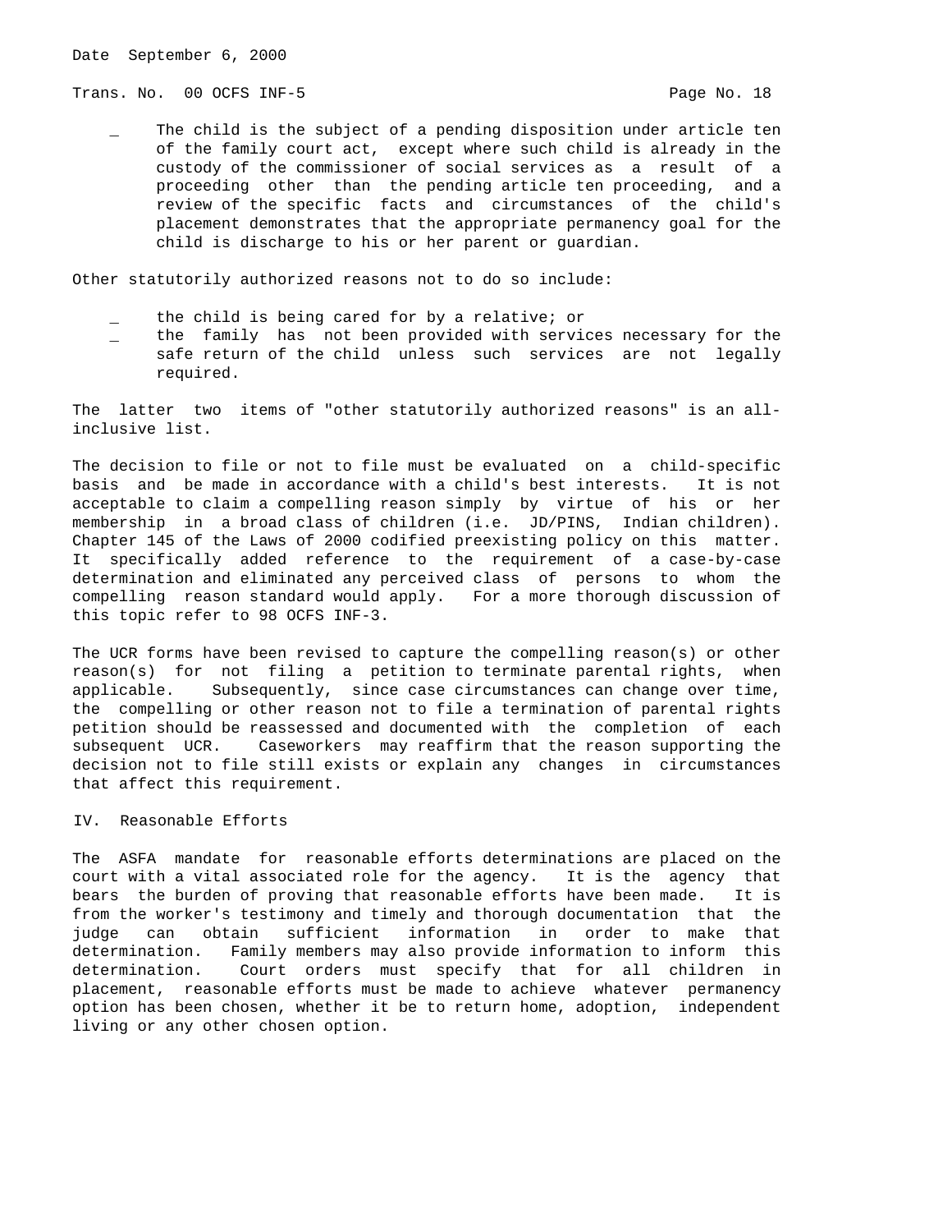- The child is the subject of a pending disposition under article ten of the family court act, except where such child is already in the custody of the commissioner of social services as a result of a proceeding other than the pending article ten proceeding, and a review of the specific facts and circumstances of the child's placement demonstrates that the appropriate permanency goal for the child is discharge to his or her parent or guardian.

Other statutorily authorized reasons not to do so include:

- the child is being cared for by a relative; or
- the family has not been provided with services necessary for the safe return of the child unless such services are not legally required.

The latter two items of "other statutorily authorized reasons" is an all-inclusive list.

The decision to file or not to file must be evaluated on a child-specific basis and be made in accordance with a child's best interests. It is not acceptable to claim a compelling reason simply by virtue of his or her membership in a broad class of children (i.e. JD/PINS, Indian children). Chapter 145 of the Laws of 2000 codified preexisting policy on this matter. It specifically added reference to the requirement of a case-by-case determination and eliminated any perceived class of persons to whom the compelling reason standard would apply. For a more thorough discussion of this topic refer to 98 OCFS INF-3.

The UCR forms have been revised to capture the compelling reason(s) or other reason(s) for not filing a petition to terminate parental rights, when applicable. Subsequently, since case circumstances can change over time, the compelling or other reason not to file a termination of parental rights petition should be reassessed and documented with the completion of each subsequent UCR. Caseworkers may reaffirm that the reason supporting the decision not to file still exists or explain any changes in circumstances that affect this requirement.

## IV. Reasonable Efforts

The ASFA mandate for reasonable efforts determinations are placed on the court with a vital associated role for the agency. It is the agency that bears the burden of proving that reasonable efforts have been made. It is from the worker's testimony and timely and thorough documentation that the judge can obtain sufficient information in order to make that determination. Family members may also provide information to inform this determination. Court orders must specify that for all children in placement, reasonable efforts must be made to achieve whatever permanency option has been chosen, whether it be to return home, adoption, independent living or any other chosen option.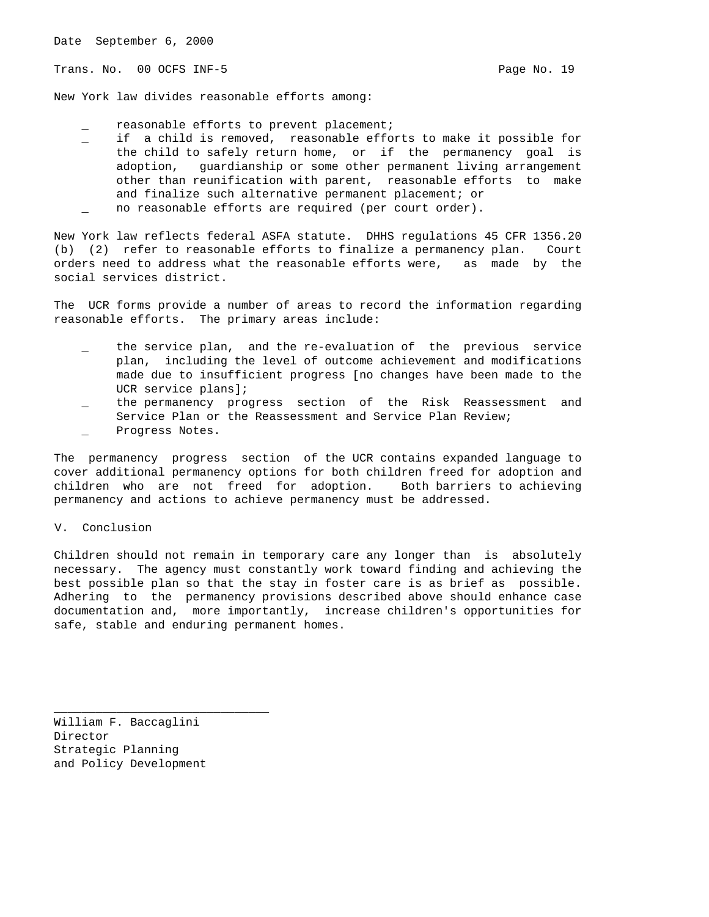New York law divides reasonable efforts among:

- reasonable efforts to prevent placement;
- if a child is removed, reasonable efforts to make it possible for the child to safely return home, or if the permanency goal is adoption, guardianship or some other permanent living arrangement other than reunification with parent, reasonable efforts to make and finalize such alternative permanent placement; or
- no reasonable efforts are required (per court order).

New York law reflects federal ASFA statute. DHHS regulations 45 CFR 1356.20 (b) (2) refer to reasonable efforts to finalize a permanency plan. Court orders need to address what the reasonable efforts were, as made by the social services district.

The UCR forms provide a number of areas to record the information regarding reasonable efforts. The primary areas include:

- the service plan, and the re-evaluation of the previous service plan, including the level of outcome achievement and modifications made due to insufficient progress [no changes have been made to the UCR service plans];
- the permanency progress section of the Risk Reassessment and Service Plan or the Reassessment and Service Plan Review;
- Progress Notes.

The permanency progress section of the UCR contains expanded language to cover additional permanency options for both children freed for adoption and children who are not freed for adoption. Both barriers to achieving permanency and actions to achieve permanency must be addressed.

## V. Conclusion

Children should not remain in temporary care any longer than is absolutely necessary. The agency must constantly work toward finding and achieving the best possible plan so that the stay in foster care is as brief as possible. Adhering to the permanency provisions described above should enhance case documentation and, more importantly, increase children's opportunities for safe, stable and enduring permanent homes.

______________________________

William F. Baccaglini
Director
Strategic Planning
and Policy Development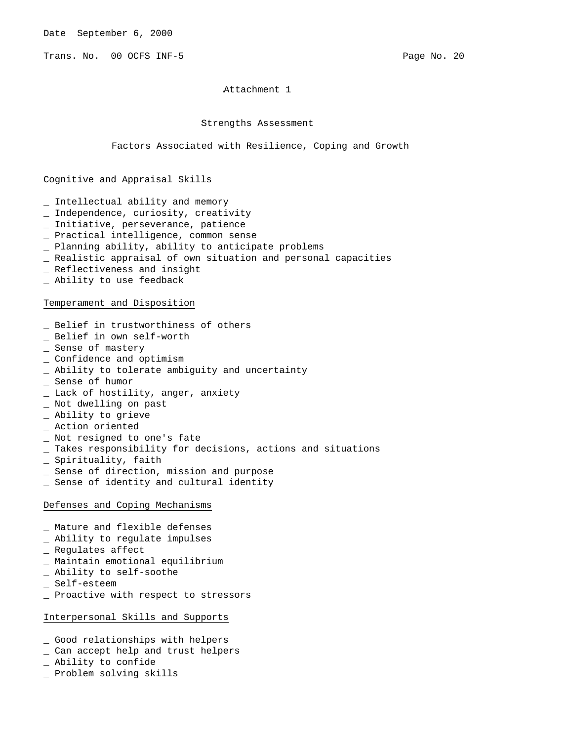Date September 6, 2000

Trans. No. 00 OCFS INF-5

Attachment 1

# Strengths Assessment

## Factors Associated with Resilience, Coping and Growth

<u>Cognitive and Appraisal Skills</u>

_ Intellectual ability and memory
_ Independence, curiosity, creativity
_ Initiative, perseverance, patience
_ Practical intelligence, common sense
_ Planning ability, ability to anticipate problems
_ Realistic appraisal of own situation and personal capacities
_ Reflectiveness and insight
_ Ability to use feedback

<u>Temperament and Disposition</u>

_ Belief in trustworthiness of others
_ Belief in own self-worth
_ Sense of mastery
_ Confidence and optimism
_ Ability to tolerate ambiguity and uncertainty
_ Sense of humor
_ Lack of hostility, anger, anxiety
_ Not dwelling on past
_ Ability to grieve
_ Action oriented
_ Not resigned to one's fate
_ Takes responsibility for decisions, actions and situations
_ Spirituality, faith
_ Sense of direction, mission and purpose
_ Sense of identity and cultural identity

<u>Defenses and Coping Mechanisms</u>

_ Mature and flexible defenses
_ Ability to regulate impulses
_ Regulates affect
_ Maintain emotional equilibrium
_ Ability to self-soothe
_ Self-esteem
_ Proactive with respect to stressors

<u>Interpersonal Skills and Supports</u>

_ Good relationships with helpers
_ Can accept help and trust helpers
_ Ability to confide
_ Problem solving skills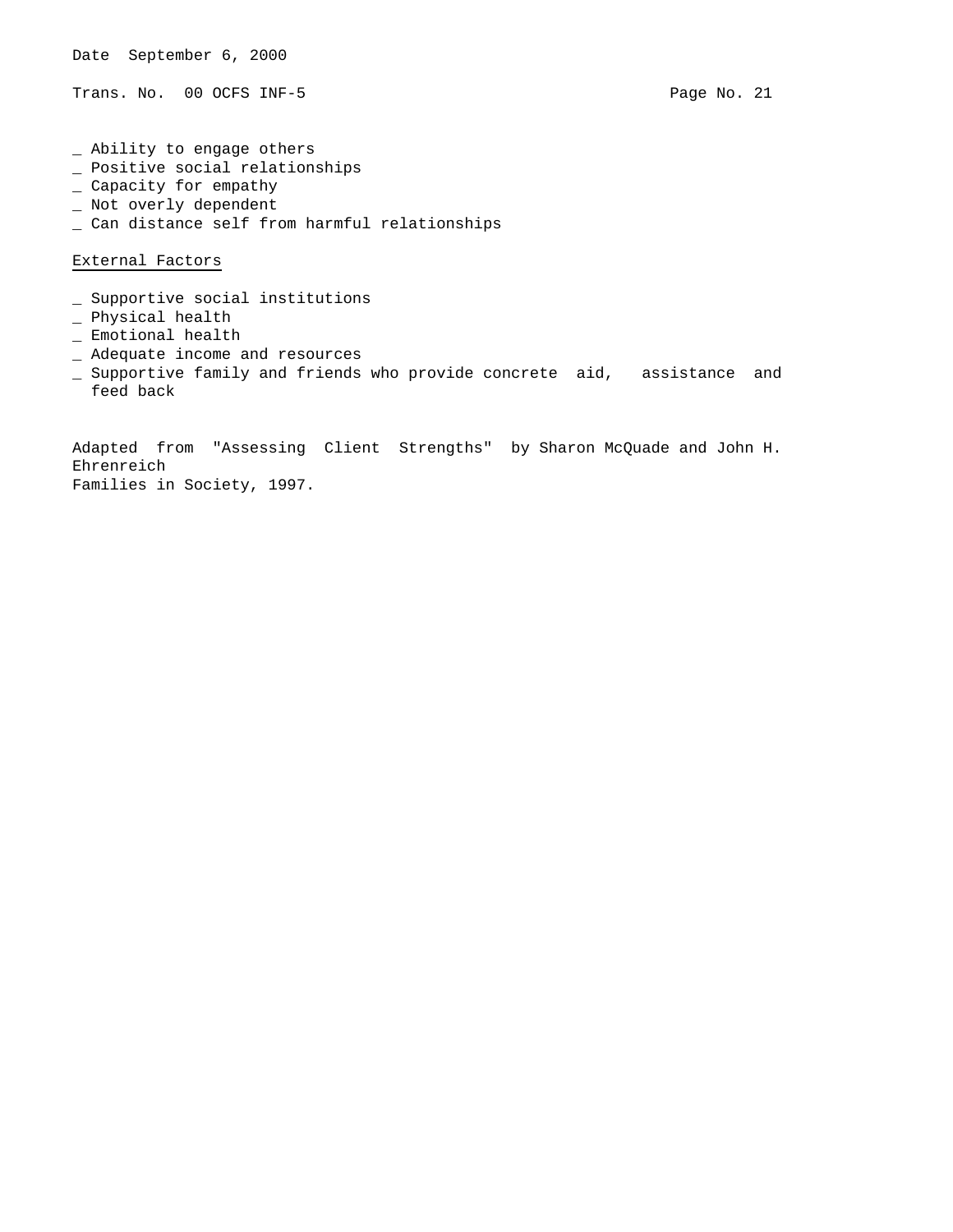_ Ability to engage others
_ Positive social relationships
_ Capacity for empathy
_ Not overly dependent
_ Can distance self from harmful relationships

External Factors

_ Supportive social institutions
_ Physical health
_ Emotional health
_ Adequate income and resources
_ Supportive family and friends who provide concrete aid, assistance and feed back

Adapted from "Assessing Client Strengths" by Sharon McQuade and John H. Ehrenreich
Families in Society, 1997.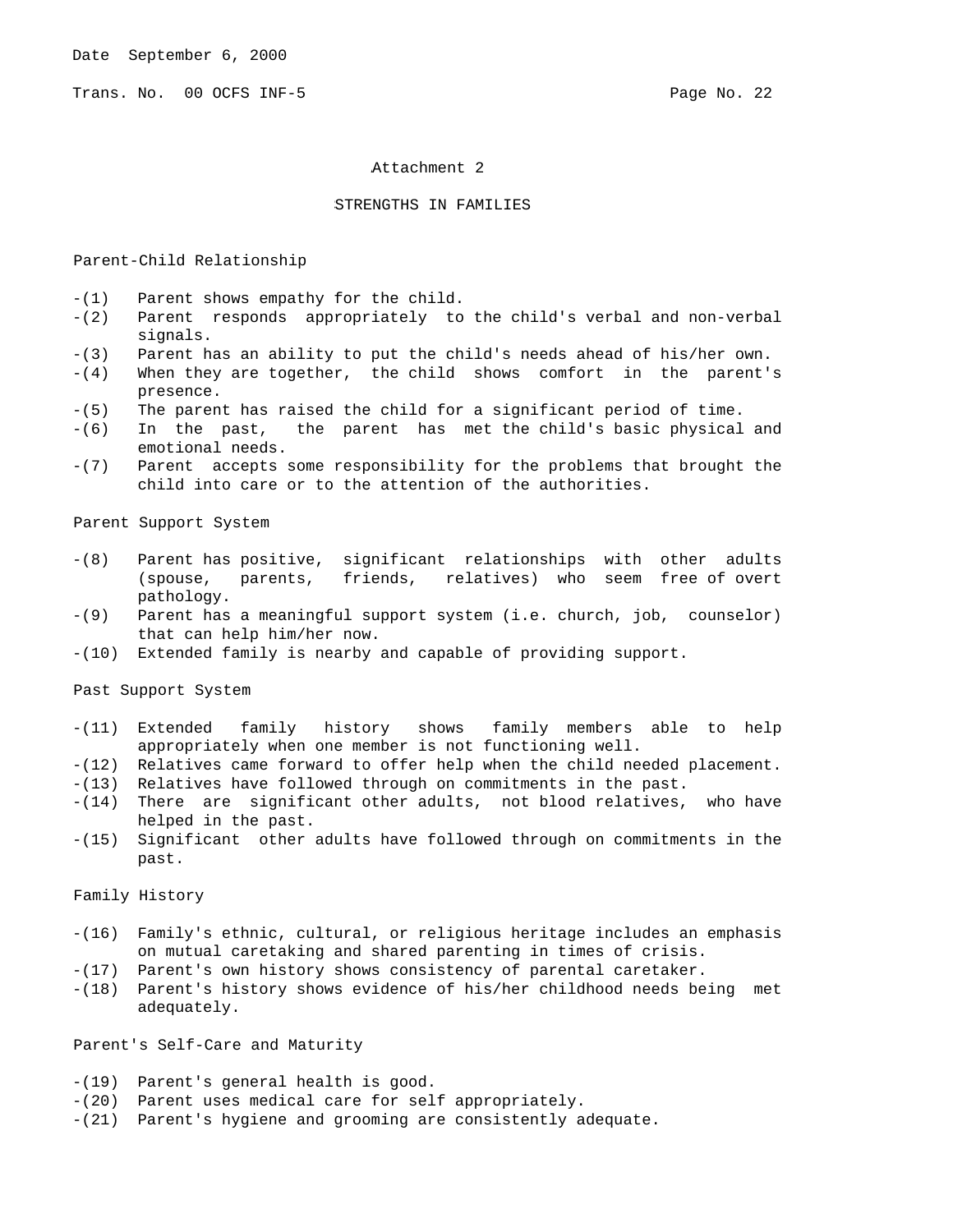## Attachment 2

## STRENGTHS IN FAMILIES

### Parent-Child Relationship

-(1) Parent shows empathy for the child.
-(2) Parent responds appropriately to the child's verbal and non-verbal signals.
-(3) Parent has an ability to put the child's needs ahead of his/her own.
-(4) When they are together, the child shows comfort in the parent's presence.
-(5) The parent has raised the child for a significant period of time.
-(6) In the past, the parent has met the child's basic physical and emotional needs.
-(7) Parent accepts some responsibility for the problems that brought the child into care or to the attention of the authorities.

### Parent Support System

-(8) Parent has positive, significant relationships with other adults (spouse, parents, friends, relatives) who seem free of overt pathology.
-(9) Parent has a meaningful support system (i.e. church, job, counselor) that can help him/her now.
-(10) Extended family is nearby and capable of providing support.

### Past Support System

-(11) Extended family history shows family members able to help appropriately when one member is not functioning well.
-(12) Relatives came forward to offer help when the child needed placement.
-(13) Relatives have followed through on commitments in the past.
-(14) There are significant other adults, not blood relatives, who have helped in the past.
-(15) Significant other adults have followed through on commitments in the past.

### Family History

-(16) Family's ethnic, cultural, or religious heritage includes an emphasis on mutual caretaking and shared parenting in times of crisis.
-(17) Parent's own history shows consistency of parental caretaker.
-(18) Parent's history shows evidence of his/her childhood needs being met adequately.

### Parent's Self-Care and Maturity

-(19) Parent's general health is good.
-(20) Parent uses medical care for self appropriately.
-(21) Parent's hygiene and grooming are consistently adequate.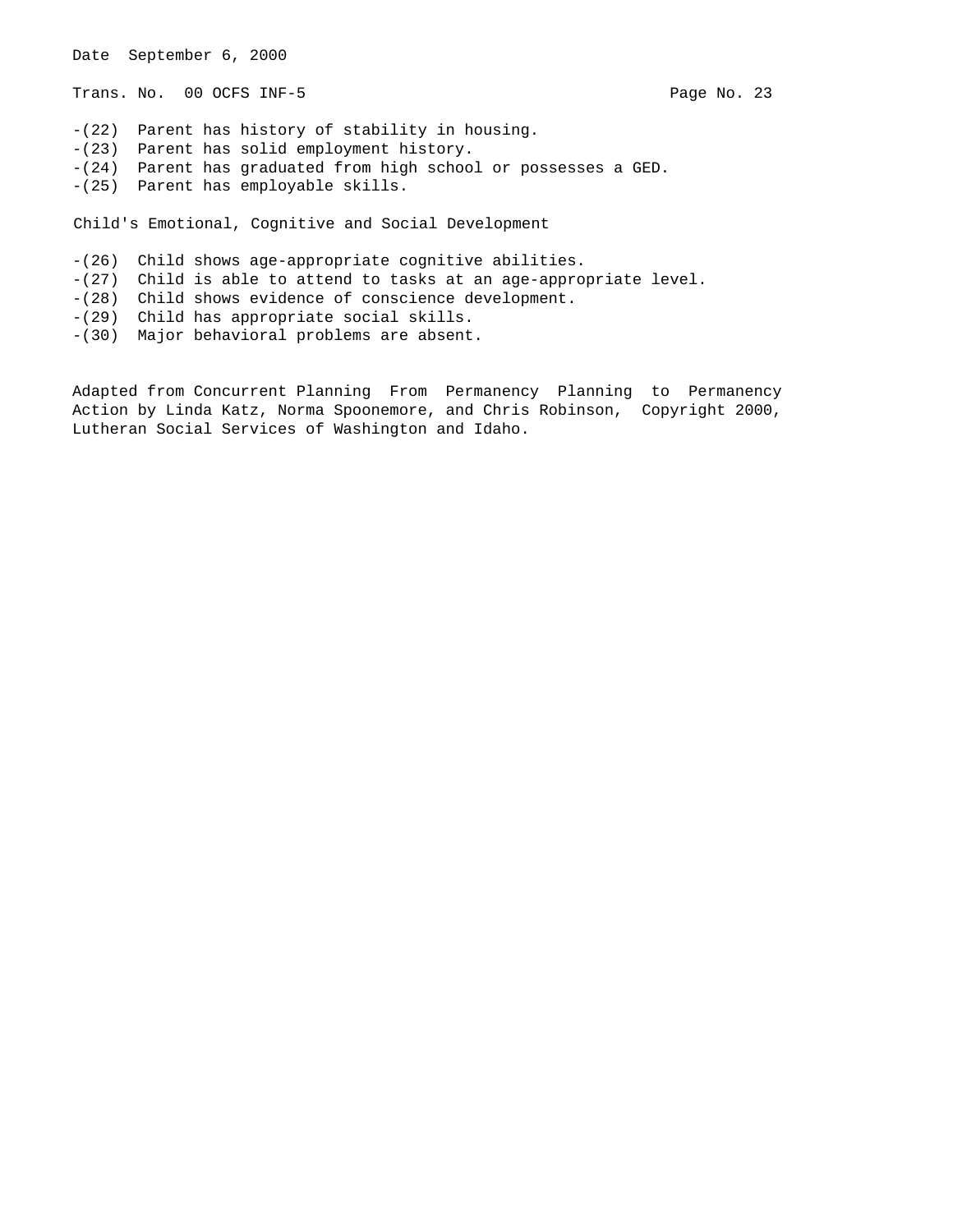-(22) Parent has history of stability in housing.
-(23) Parent has solid employment history.
-(24) Parent has graduated from high school or possesses a GED.
-(25) Parent has employable skills.

Child's Emotional, Cognitive and Social Development

-(26) Child shows age-appropriate cognitive abilities.
-(27) Child is able to attend to tasks at an age-appropriate level.
-(28) Child shows evidence of conscience development.
-(29) Child has appropriate social skills.
-(30) Major behavioral problems are absent.

Adapted from Concurrent Planning From Permanency Planning to Permanency Action by Linda Katz, Norma Spoonemore, and Chris Robinson, Copyright 2000, Lutheran Social Services of Washington and Idaho.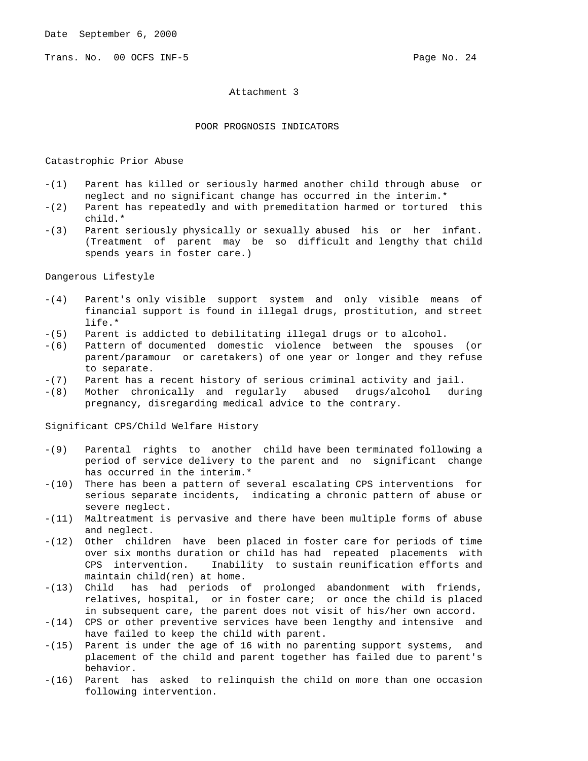Date September 6, 2000

Trans. No. 00 OCFS INF-5

## Attachment 3

## POOR PROGNOSIS INDICATORS

### Catastrophic Prior Abuse

-(1) Parent has killed or seriously harmed another child through abuse or neglect and no significant change has occurred in the interim.*

-(2) Parent has repeatedly and with premeditation harmed or tortured this child.*

-(3) Parent seriously physically or sexually abused his or her infant. (Treatment of parent may be so difficult and lengthy that child spends years in foster care.)

### Dangerous Lifestyle

-(4) Parent's only visible support system and only visible means of financial support is found in illegal drugs, prostitution, and street life.*

-(5) Parent is addicted to debilitating illegal drugs or to alcohol.

-(6) Pattern of documented domestic violence between the spouses (or parent/paramour or caretakers) of one year or longer and they refuse to separate.

-(7) Parent has a recent history of serious criminal activity and jail.

-(8) Mother chronically and regularly abused drugs/alcohol during pregnancy, disregarding medical advice to the contrary.

### Significant CPS/Child Welfare History

-(9) Parental rights to another child have been terminated following a period of service delivery to the parent and no significant change has occurred in the interim.*

-(10) There has been a pattern of several escalating CPS interventions for serious separate incidents, indicating a chronic pattern of abuse or severe neglect.

-(11) Maltreatment is pervasive and there have been multiple forms of abuse and neglect.

-(12) Other children have been placed in foster care for periods of time over six months duration or child has had repeated placements with CPS intervention. Inability to sustain reunification efforts and maintain child(ren) at home.

-(13) Child has had periods of prolonged abandonment with friends, relatives, hospital, or in foster care; or once the child is placed in subsequent care, the parent does not visit of his/her own accord.

-(14) CPS or other preventive services have been lengthy and intensive and have failed to keep the child with parent.

-(15) Parent is under the age of 16 with no parenting support systems, and placement of the child and parent together has failed due to parent's behavior.

-(16) Parent has asked to relinquish the child on more than one occasion following intervention.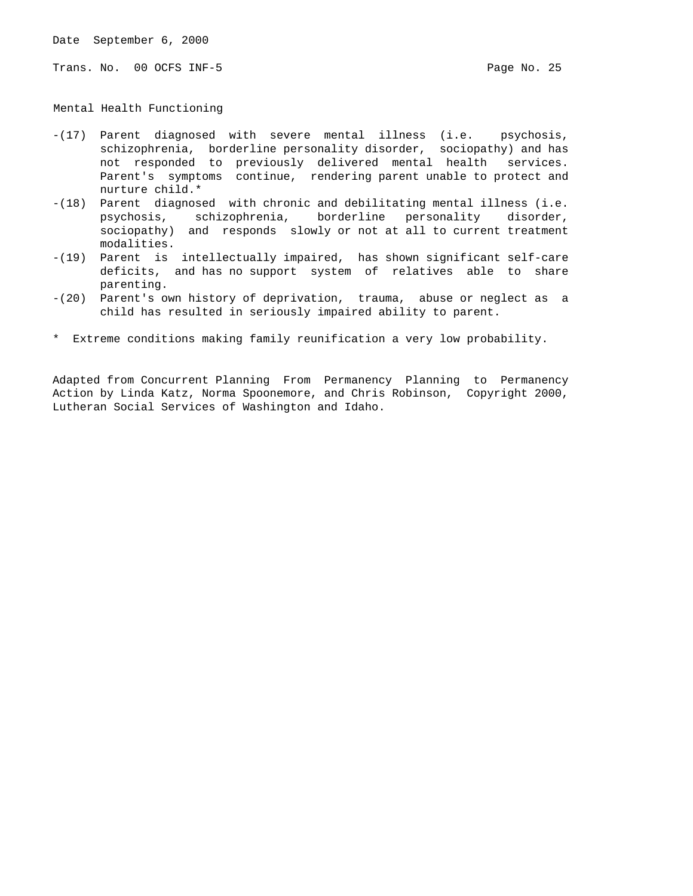Mental Health Functioning

-(17) Parent diagnosed with severe mental illness (i.e. psychosis, schizophrenia, borderline personality disorder, sociopathy) and has not responded to previously delivered mental health services. Parent's symptoms continue, rendering parent unable to protect and nurture child.*

-(18) Parent diagnosed with chronic and debilitating mental illness (i.e. psychosis, schizophrenia, borderline personality disorder, sociopathy) and responds slowly or not at all to current treatment modalities.

-(19) Parent is intellectually impaired, has shown significant self-care deficits, and has no support system of relatives able to share parenting.

-(20) Parent's own history of deprivation, trauma, abuse or neglect as a child has resulted in seriously impaired ability to parent.

\* Extreme conditions making family reunification a very low probability.

Adapted from Concurrent Planning From Permanency Planning to Permanency Action by Linda Katz, Norma Spoonemore, and Chris Robinson, Copyright 2000, Lutheran Social Services of Washington and Idaho.